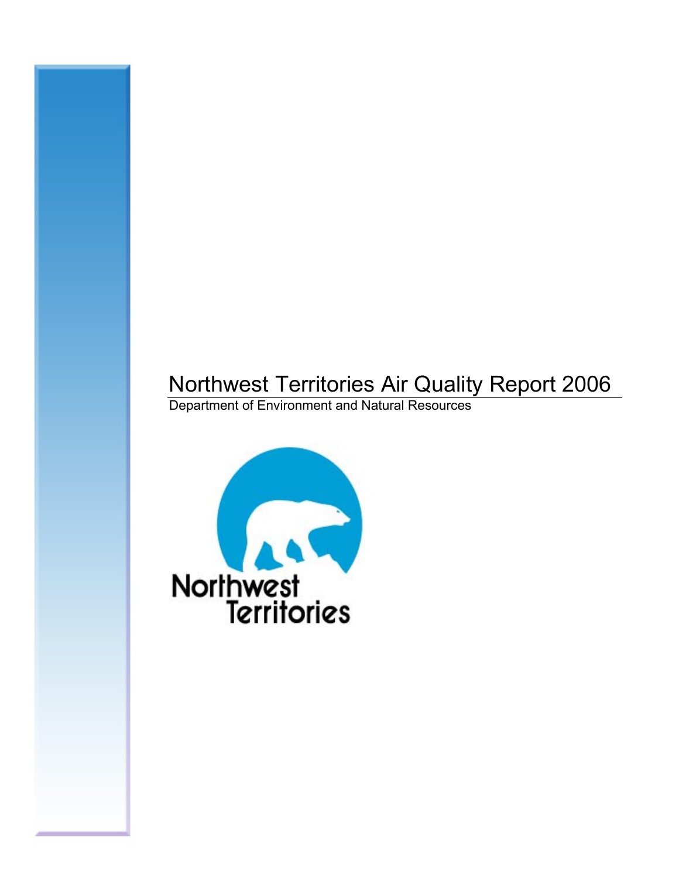# Northwest Territories Air Quality Report 2006

Department of Environment and Natural Resources

Northwest Territories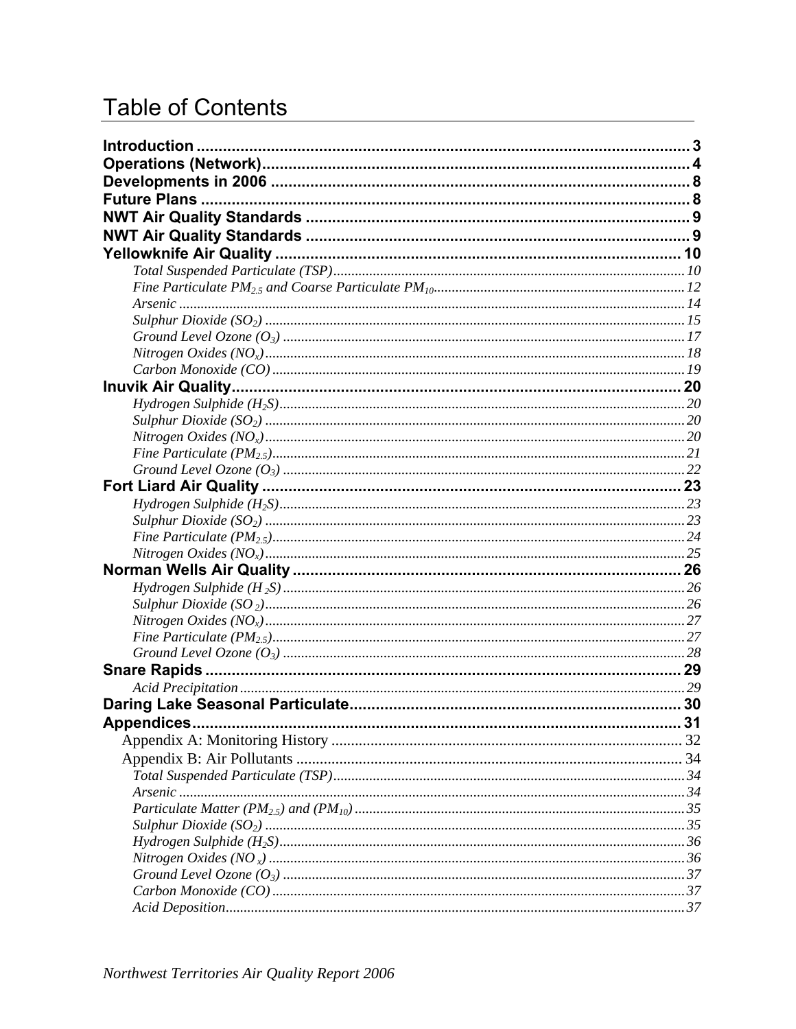# Table of Contents

**Introduction** ........ 3
**Operations (Network)** ........ 4
**Developments in 2006** ........ 8
**Future Plans** ........ 8
**NWT Air Quality Standards** ........ 9
**NWT Air Quality Standards** ........ 9
**Yellowknife Air Quality** ........ 10
- *Total Suspended Particulate (TSP)* ........ 10
- *Fine Particulate $PM_{2.5}$ and Coarse Particulate $PM_{10}$* ........ 12
- *Arsenic* ........ 14
- *Sulphur Dioxide ($SO_2$)* ........ 15
- *Ground Level Ozone ($O_3$)* ........ 17
- *Nitrogen Oxides ($NO_x$)* ........ 18
- *Carbon Monoxide (CO)* ........ 19

**Inuvik Air Quality** ........ 20
- *Hydrogen Sulphide ($H_2S$)* ........ 20
- *Sulphur Dioxide ($SO_2$)* ........ 20
- *Nitrogen Oxides ($NO_x$)* ........ 20
- *Fine Particulate ($PM_{2.5}$)* ........ 21
- *Ground Level Ozone ($O_3$)* ........ 22

**Fort Liard Air Quality** ........ 23
- *Hydrogen Sulphide ($H_2S$)* ........ 23
- *Sulphur Dioxide ($SO_2$)* ........ 23
- *Fine Particulate ($PM_{2.5}$)* ........ 24
- *Nitrogen Oxides ($NO_x$)* ........ 25

**Norman Wells Air Quality** ........ 26
- *Hydrogen Sulphide ($H_2S$)* ........ 26
- *Sulphur Dioxide ($SO_2$)* ........ 26
- *Nitrogen Oxides ($NO_x$)* ........ 27
- *Fine Particulate ($PM_{2.5}$)* ........ 27
- *Ground Level Ozone ($O_3$)* ........ 28

**Snare Rapids** ........ 29
- *Acid Precipitation* ........ 29

**Daring Lake Seasonal Particulate** ........ 30
**Appendices** ........ 31
- Appendix A: Monitoring History ........ 32
- Appendix B: Air Pollutants ........ 34
  - *Total Suspended Particulate (TSP)* ........ 34
  - *Arsenic* ........ 34
  - *Particulate Matter ($PM_{2.5}$) and ($PM_{10}$)* ........ 35
  - *Sulphur Dioxide ($SO_2$)* ........ 35
  - *Hydrogen Sulphide ($H_2S$)* ........ 36
  - *Nitrogen Oxides ($NO_x$)* ........ 36
  - *Ground Level Ozone ($O_3$)* ........ 37
  - *Carbon Monoxide (CO)* ........ 37
  - *Acid Deposition* ........ 37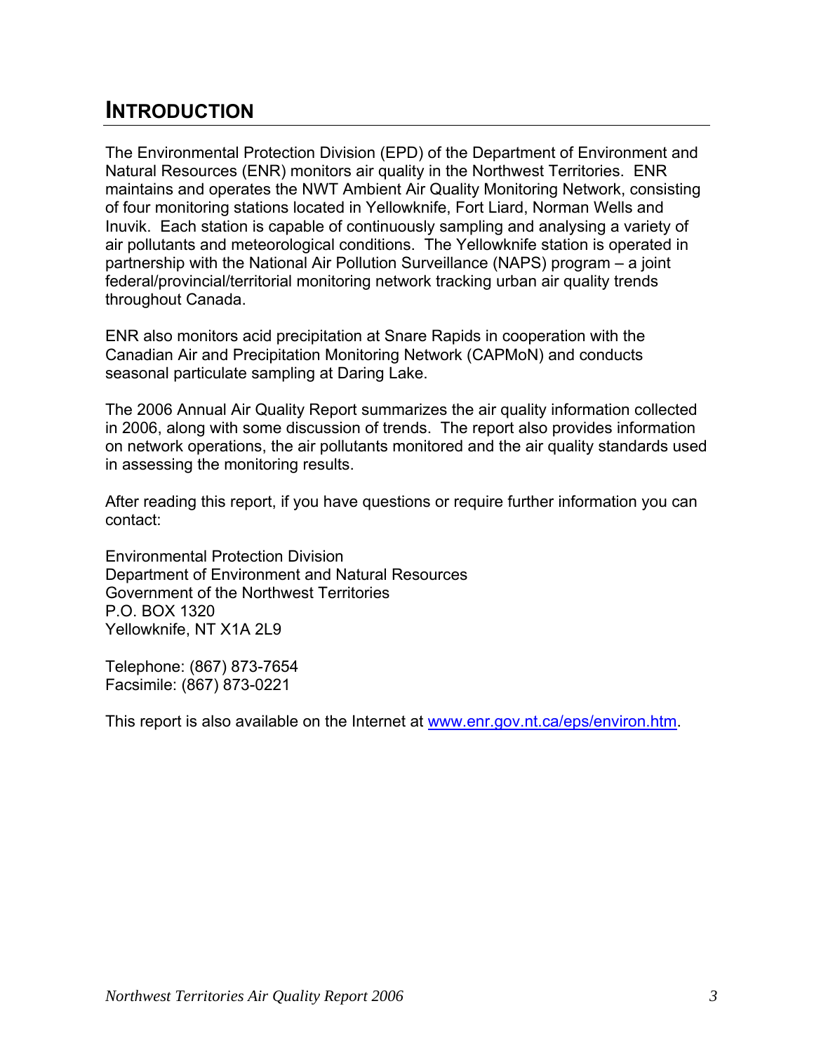# INTRODUCTION

The Environmental Protection Division (EPD) of the Department of Environment and Natural Resources (ENR) monitors air quality in the Northwest Territories. ENR maintains and operates the NWT Ambient Air Quality Monitoring Network, consisting of four monitoring stations located in Yellowknife, Fort Liard, Norman Wells and Inuvik. Each station is capable of continuously sampling and analysing a variety of air pollutants and meteorological conditions. The Yellowknife station is operated in partnership with the National Air Pollution Surveillance (NAPS) program – a joint federal/provincial/territorial monitoring network tracking urban air quality trends throughout Canada.

ENR also monitors acid precipitation at Snare Rapids in cooperation with the Canadian Air and Precipitation Monitoring Network (CAPMoN) and conducts seasonal particulate sampling at Daring Lake.

The 2006 Annual Air Quality Report summarizes the air quality information collected in 2006, along with some discussion of trends. The report also provides information on network operations, the air pollutants monitored and the air quality standards used in assessing the monitoring results.

After reading this report, if you have questions or require further information you can contact:

Environmental Protection Division
Department of Environment and Natural Resources
Government of the Northwest Territories
P.O. BOX 1320
Yellowknife, NT X1A 2L9

Telephone: (867) 873-7654
Facsimile: (867) 873-0221

This report is also available on the Internet at [www.enr.gov.nt.ca/eps/environ.htm](www.enr.gov.nt.ca/eps/environ.htm).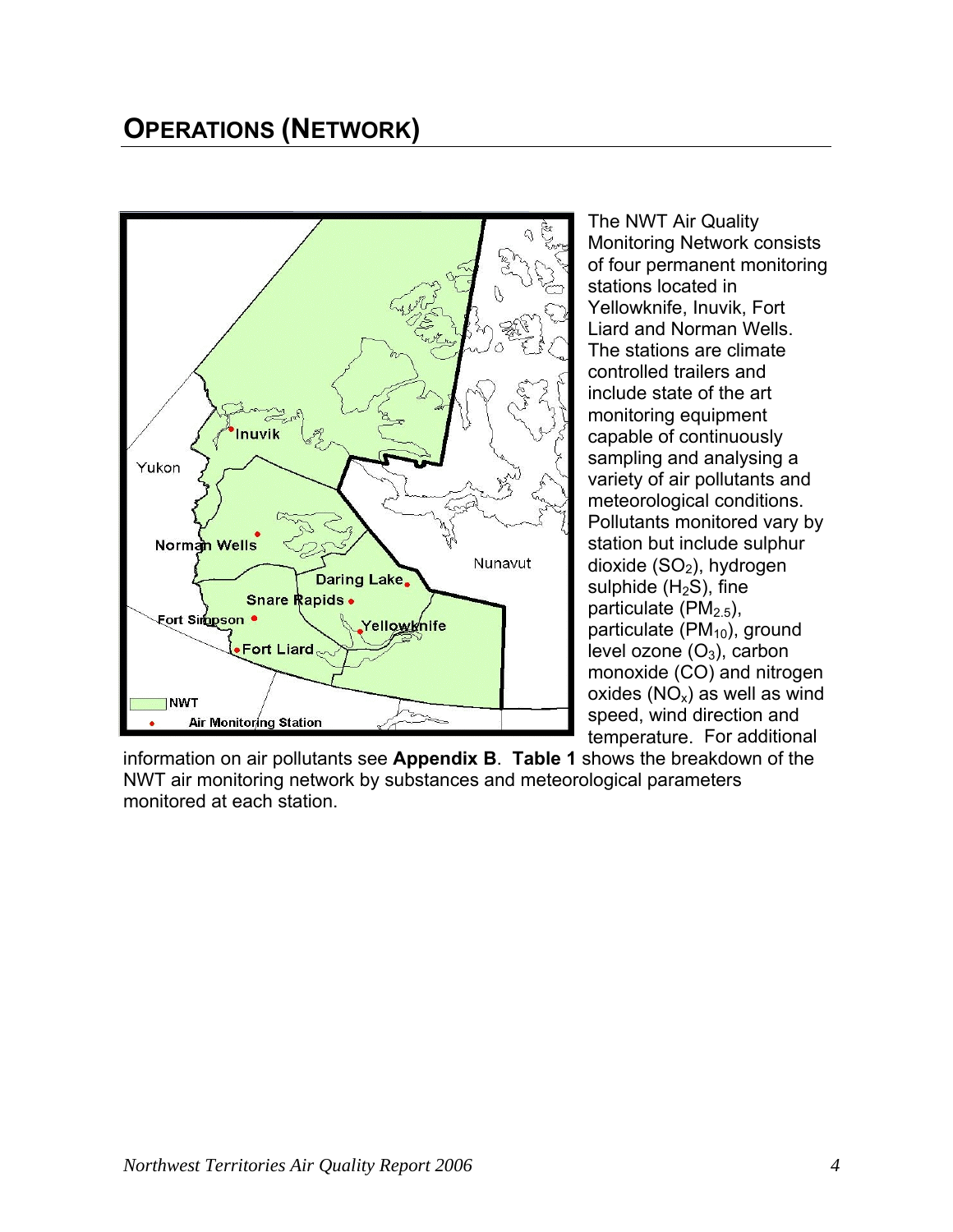## OPERATIONS (NETWORK)

The NWT Air Quality Monitoring Network consists of four permanent monitoring stations located in Yellowknife, Inuvik, Fort Liard and Norman Wells. The stations are climate controlled trailers and include state of the art monitoring equipment capable of continuously sampling and analysing a variety of air pollutants and meteorological conditions. Pollutants monitored vary by station but include sulphur dioxide ($SO_2$), hydrogen sulphide ($H_2S$), fine particulate ($PM_{2.5}$), particulate ($PM_{10}$), ground level ozone ($O_3$), carbon monoxide (CO) and nitrogen oxides ($NO_x$) as well as wind speed, wind direction and temperature. For additional information on air pollutants see **Appendix B**. **Table 1** shows the breakdown of the NWT air monitoring network by substances and meteorological parameters monitored at each station.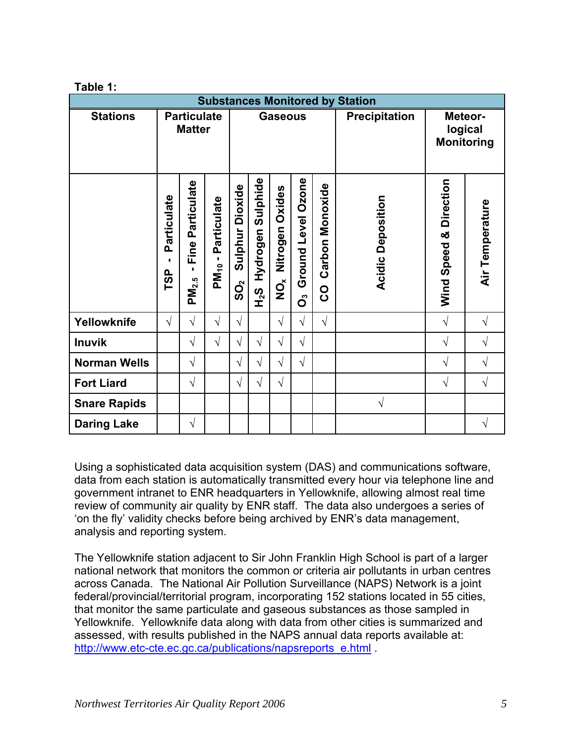**Table 1:**

| Substances Monitored by Station | | | | | | | | | | | | |
|---|---|---|---|---|---|---|---|---|---|---|---|---|
| Stations | Particulate Matter | | | Gaseous | | | | | Precipitation | Meteor-logical Monitoring | |
| | TSP - Particulate | $PM_{2.5}$ - Fine Particulate | $PM_{10}$ - Particulate | $SO_2$ Sulphur Dioxide | $H_2S$ Hydrogen Sulphide | $NO_x$ Nitrogen Oxides | $O_3$ Ground Level Ozone | CO Carbon Monoxide | Acidic Deposition | Wind Speed & Direction | Air Temperature |
| **Yellowknife** | √ | √ | √ | √ | | √ | √ | √ | | √ | √ |
| **Inuvik** | | √ | √ | √ | √ | √ | √ | | | √ | √ |
| **Norman Wells** | | √ | | √ | √ | √ | √ | | | √ | √ |
| **Fort Liard** | | √ | | √ | √ | √ | | | | √ | √ |
| **Snare Rapids** | | | | | | | | | √ | | |
| **Daring Lake** | | √ | | | | | | | | | √ |

Using a sophisticated data acquisition system (DAS) and communications software, data from each station is automatically transmitted every hour via telephone line and government intranet to ENR headquarters in Yellowknife, allowing almost real time review of community air quality by ENR staff. The data also undergoes a series of 'on the fly' validity checks before being archived by ENR's data management, analysis and reporting system.

The Yellowknife station adjacent to Sir John Franklin High School is part of a larger national network that monitors the common or criteria air pollutants in urban centres across Canada. The National Air Pollution Surveillance (NAPS) Network is a joint federal/provincial/territorial program, incorporating 152 stations located in 55 cities, that monitor the same particulate and gaseous substances as those sampled in Yellowknife. Yellowknife data along with data from other cities is summarized and assessed, with results published in the NAPS annual data reports available at: http://www.etc-cte.ec.gc.ca/publications/napsreports_e.html .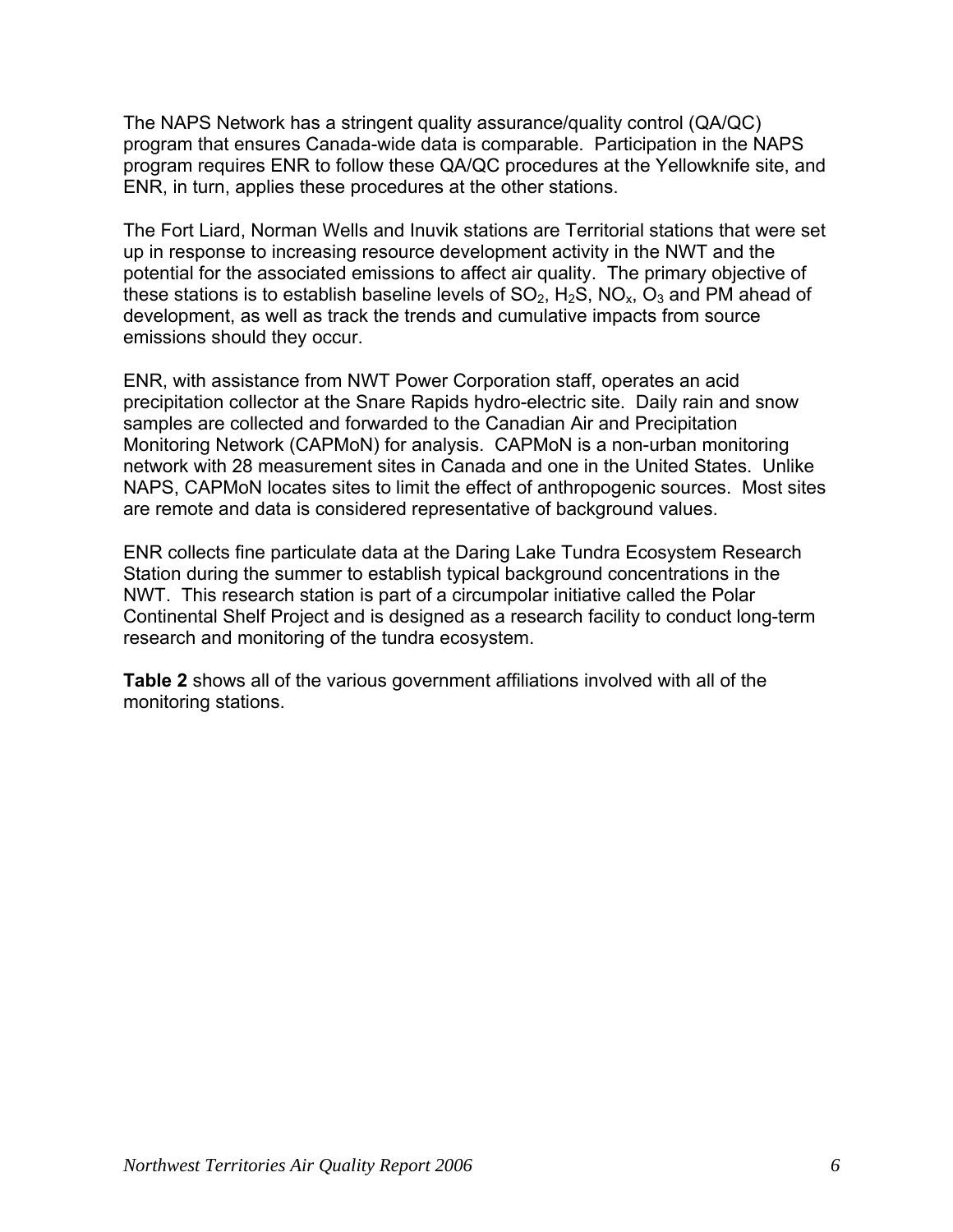The NAPS Network has a stringent quality assurance/quality control (QA/QC) program that ensures Canada-wide data is comparable. Participation in the NAPS program requires ENR to follow these QA/QC procedures at the Yellowknife site, and ENR, in turn, applies these procedures at the other stations.

The Fort Liard, Norman Wells and Inuvik stations are Territorial stations that were set up in response to increasing resource development activity in the NWT and the potential for the associated emissions to affect air quality. The primary objective of these stations is to establish baseline levels of $SO_2$, $H_2S$, $NO_x$, $O_3$ and PM ahead of development, as well as track the trends and cumulative impacts from source emissions should they occur.

ENR, with assistance from NWT Power Corporation staff, operates an acid precipitation collector at the Snare Rapids hydro-electric site. Daily rain and snow samples are collected and forwarded to the Canadian Air and Precipitation Monitoring Network (CAPMoN) for analysis. CAPMoN is a non-urban monitoring network with 28 measurement sites in Canada and one in the United States. Unlike NAPS, CAPMoN locates sites to limit the effect of anthropogenic sources. Most sites are remote and data is considered representative of background values.

ENR collects fine particulate data at the Daring Lake Tundra Ecosystem Research Station during the summer to establish typical background concentrations in the NWT. This research station is part of a circumpolar initiative called the Polar Continental Shelf Project and is designed as a research facility to conduct long-term research and monitoring of the tundra ecosystem.

**Table 2** shows all of the various government affiliations involved with all of the monitoring stations.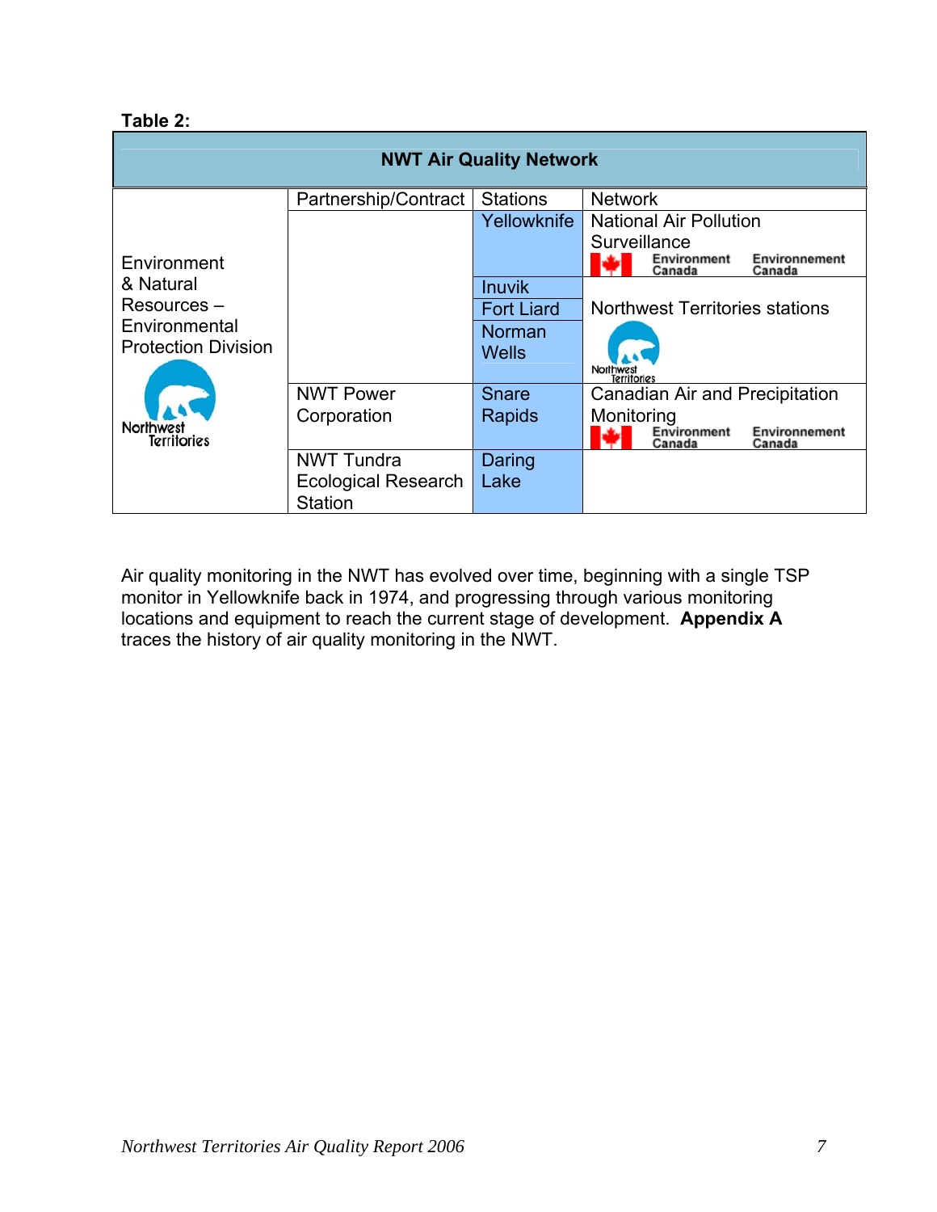**Table 2:**

| NWT Air Quality Network | | | |
|---|---|---|---|
| | Partnership/Contract | Stations | Network |
| Environment & Natural Resources – Environmental Protection Division | | Yellowknife | National Air Pollution Surveillance (Environment Canada / Environnement Canada) |
| | | Inuvik | Northwest Territories stations |
| | | Fort Liard | |
| | | Norman Wells | |
| | NWT Power Corporation | Snare Rapids | Canadian Air and Precipitation Monitoring (Environment Canada / Environnement Canada) |
| | NWT Tundra Ecological Research Station | Daring Lake | |

Air quality monitoring in the NWT has evolved over time, beginning with a single TSP monitor in Yellowknife back in 1974, and progressing through various monitoring locations and equipment to reach the current stage of development. **Appendix A** traces the history of air quality monitoring in the NWT.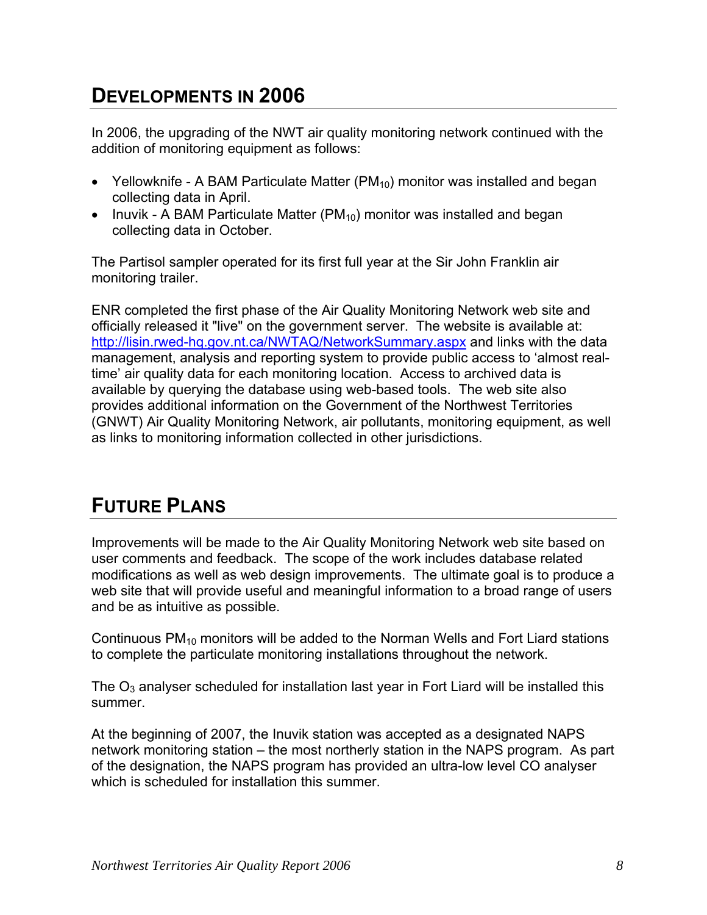## Developments in 2006

In 2006, the upgrading of the NWT air quality monitoring network continued with the addition of monitoring equipment as follows:

- Yellowknife - A BAM Particulate Matter ($PM_{10}$) monitor was installed and began collecting data in April.
- Inuvik - A BAM Particulate Matter ($PM_{10}$) monitor was installed and began collecting data in October.

The Partisol sampler operated for its first full year at the Sir John Franklin air monitoring trailer.

ENR completed the first phase of the Air Quality Monitoring Network web site and officially released it "live" on the government server. The website is available at: http://lisin.rwed-hq.gov.nt.ca/NWTAQ/NetworkSummary.aspx and links with the data management, analysis and reporting system to provide public access to 'almost real-time' air quality data for each monitoring location. Access to archived data is available by querying the database using web-based tools. The web site also provides additional information on the Government of the Northwest Territories (GNWT) Air Quality Monitoring Network, air pollutants, monitoring equipment, as well as links to monitoring information collected in other jurisdictions.

## Future Plans

Improvements will be made to the Air Quality Monitoring Network web site based on user comments and feedback. The scope of the work includes database related modifications as well as web design improvements. The ultimate goal is to produce a web site that will provide useful and meaningful information to a broad range of users and be as intuitive as possible.

Continuous $PM_{10}$ monitors will be added to the Norman Wells and Fort Liard stations to complete the particulate monitoring installations throughout the network.

The $O_3$ analyser scheduled for installation last year in Fort Liard will be installed this summer.

At the beginning of 2007, the Inuvik station was accepted as a designated NAPS network monitoring station – the most northerly station in the NAPS program. As part of the designation, the NAPS program has provided an ultra-low level CO analyser which is scheduled for installation this summer.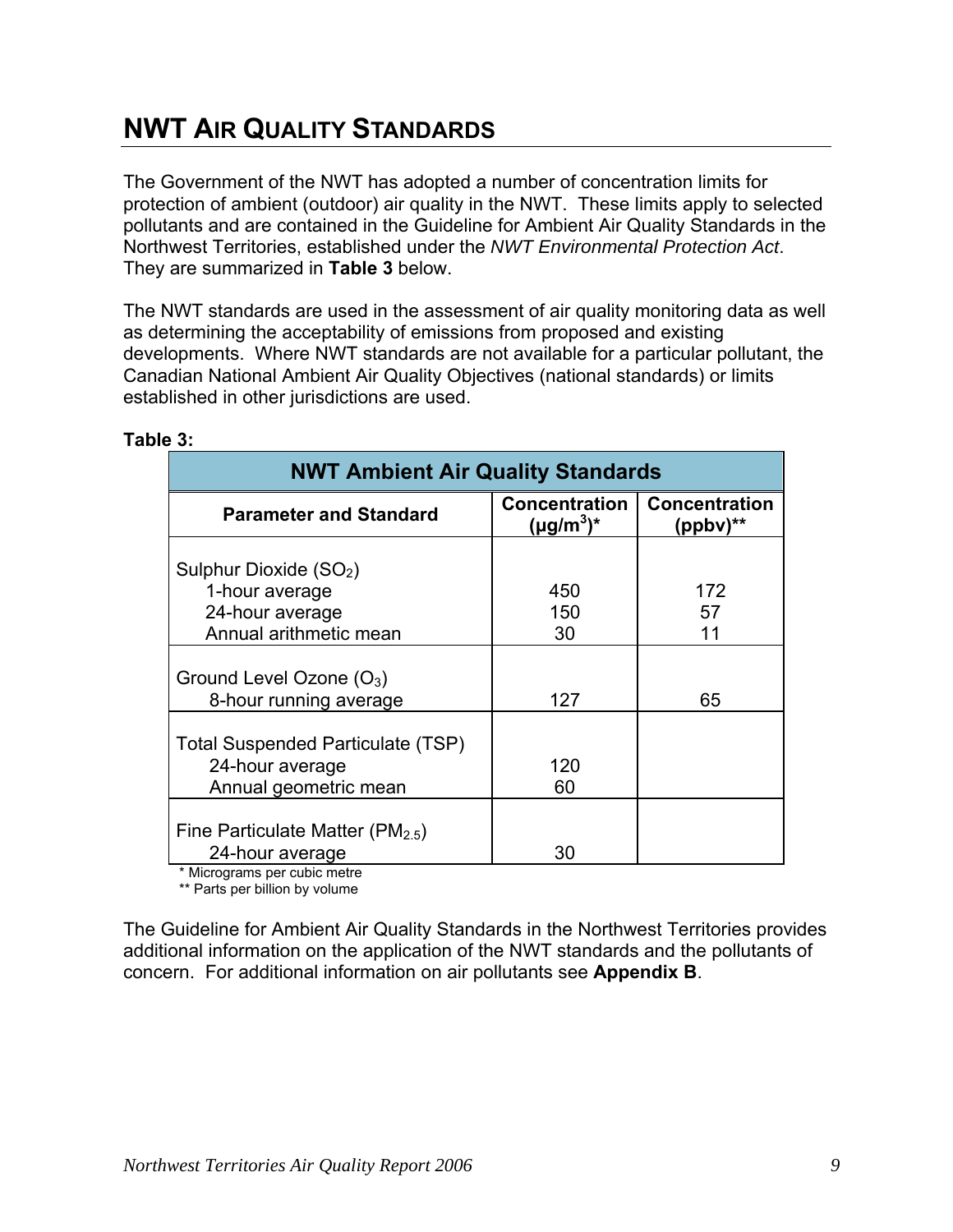# NWT AIR QUALITY STANDARDS

The Government of the NWT has adopted a number of concentration limits for protection of ambient (outdoor) air quality in the NWT. These limits apply to selected pollutants and are contained in the Guideline for Ambient Air Quality Standards in the Northwest Territories, established under the *NWT Environmental Protection Act*. They are summarized in **Table 3** below.

The NWT standards are used in the assessment of air quality monitoring data as well as determining the acceptability of emissions from proposed and existing developments. Where NWT standards are not available for a particular pollutant, the Canadian National Ambient Air Quality Objectives (national standards) or limits established in other jurisdictions are used.

**Table 3:**

| NWT Ambient Air Quality Standards | | |
|---|---|---|
| **Parameter and Standard** | **Concentration ($\mu g/m^3$)*** | **Concentration (ppbv)**** |
| Sulphur Dioxide ($SO_2$) | | |
| 1-hour average | 450 | 172 |
| 24-hour average | 150 | 57 |
| Annual arithmetic mean | 30 | 11 |
| Ground Level Ozone ($O_3$) | | |
| 8-hour running average | 127 | 65 |
| Total Suspended Particulate (TSP) | | |
| 24-hour average | 120 | |
| Annual geometric mean | 60 | |
| Fine Particulate Matter ($PM_{2.5}$) | | |
| 24-hour average | 30 | |

\* Micrograms per cubic metre
** Parts per billion by volume

The Guideline for Ambient Air Quality Standards in the Northwest Territories provides additional information on the application of the NWT standards and the pollutants of concern. For additional information on air pollutants see **Appendix B**.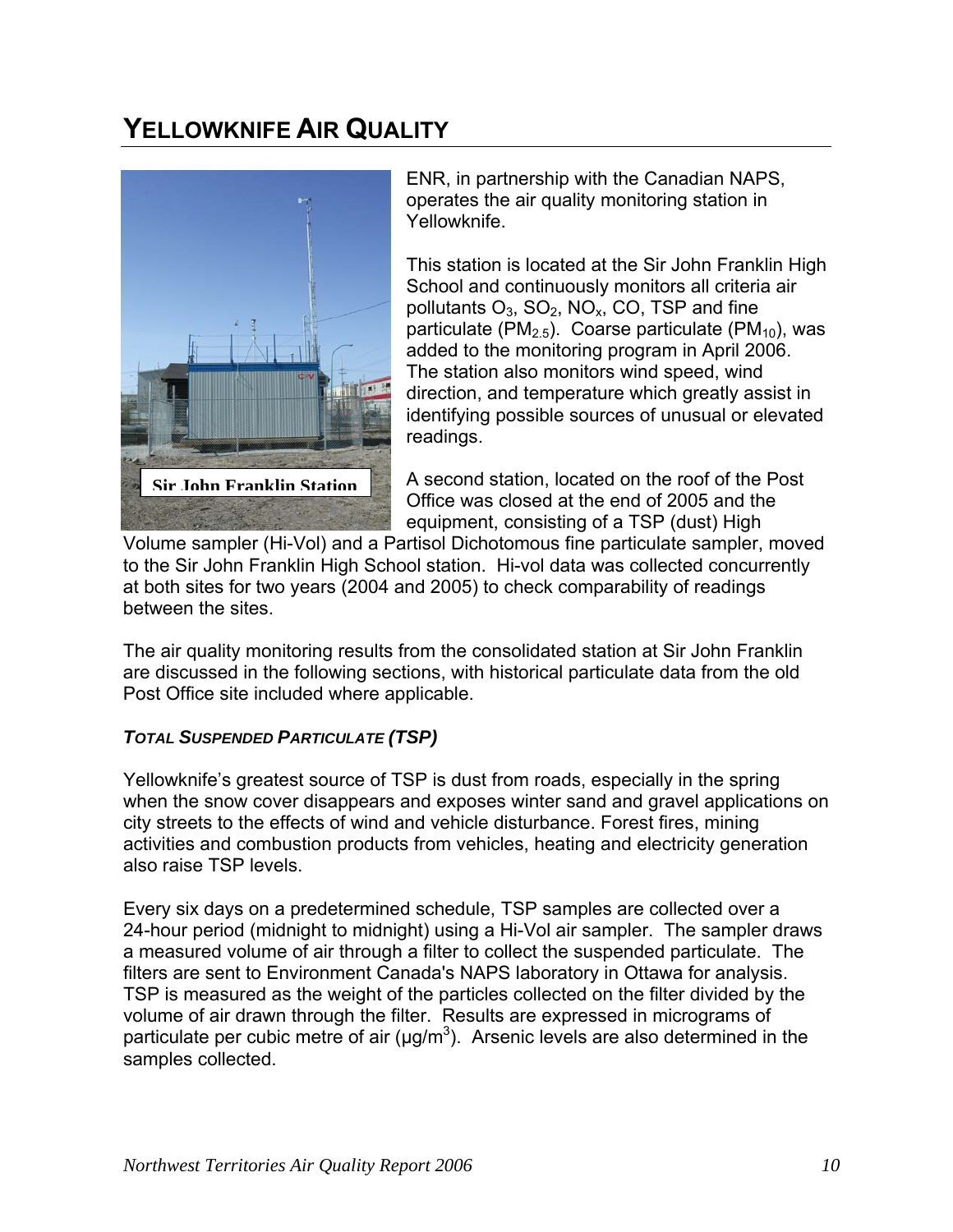# YELLOWKNIFE AIR QUALITY

Sir John Franklin Station

ENR, in partnership with the Canadian NAPS, operates the air quality monitoring station in Yellowknife.

This station is located at the Sir John Franklin High School and continuously monitors all criteria air pollutants $O_3$, $SO_2$, $NO_x$, CO, TSP and fine particulate ($PM_{2.5}$). Coarse particulate ($PM_{10}$), was added to the monitoring program in April 2006. The station also monitors wind speed, wind direction, and temperature which greatly assist in identifying possible sources of unusual or elevated readings.

A second station, located on the roof of the Post Office was closed at the end of 2005 and the equipment, consisting of a TSP (dust) High Volume sampler (Hi-Vol) and a Partisol Dichotomous fine particulate sampler, moved to the Sir John Franklin High School station. Hi-vol data was collected concurrently at both sites for two years (2004 and 2005) to check comparability of readings between the sites.

The air quality monitoring results from the consolidated station at Sir John Franklin are discussed in the following sections, with historical particulate data from the old Post Office site included where applicable.

### *TOTAL SUSPENDED PARTICULATE (TSP)*

Yellowknife's greatest source of TSP is dust from roads, especially in the spring when the snow cover disappears and exposes winter sand and gravel applications on city streets to the effects of wind and vehicle disturbance. Forest fires, mining activities and combustion products from vehicles, heating and electricity generation also raise TSP levels.

Every six days on a predetermined schedule, TSP samples are collected over a 24-hour period (midnight to midnight) using a Hi-Vol air sampler. The sampler draws a measured volume of air through a filter to collect the suspended particulate. The filters are sent to Environment Canada's NAPS laboratory in Ottawa for analysis. TSP is measured as the weight of the particles collected on the filter divided by the volume of air drawn through the filter. Results are expressed in micrograms of particulate per cubic metre of air ($\mu g/m^3$). Arsenic levels are also determined in the samples collected.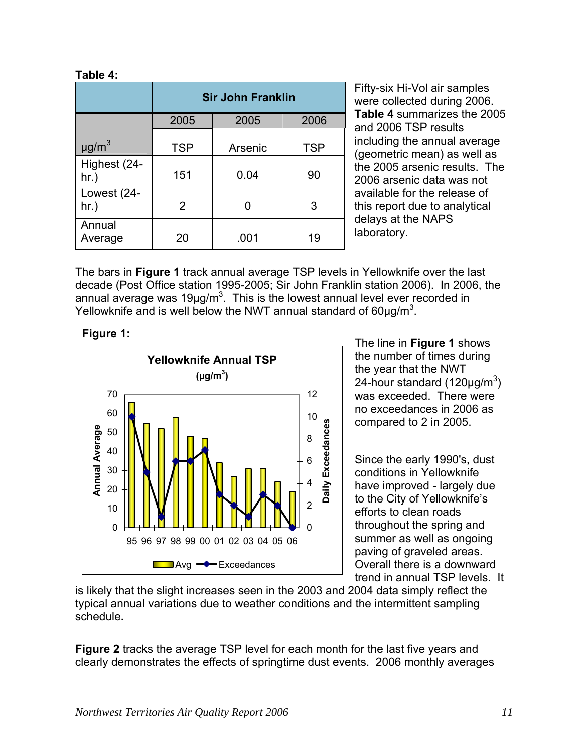**Table 4:**

| | Sir John Franklin | | |
|---|---|---|---|
| | 2005 | 2005 | 2006 |
| µg/m$^3$ | TSP | Arsenic | TSP |
| Highest (24-hr.) | 151 | 0.04 | 90 |
| Lowest (24-hr.) | 2 | 0 | 3 |
| Annual Average | 20 | .001 | 19 |

Fifty-six Hi-Vol air samples were collected during 2006. **Table 4** summarizes the 2005 and 2006 TSP results including the annual average (geometric mean) as well as the 2005 arsenic results. The 2006 arsenic data was not available for the release of this report due to analytical delays at the NAPS laboratory.

The bars in **Figure 1** track annual average TSP levels in Yellowknife over the last decade (Post Office station 1995-2005; Sir John Franklin station 2006). In 2006, the annual average was 19µg/m$^3$. This is the lowest annual level ever recorded in Yellowknife and is well below the NWT annual standard of 60µg/m$^3$.

**Figure 1:**

The line in **Figure 1** shows the number of times during the year that the NWT 24-hour standard (120µg/m$^3$) was exceeded. There were no exceedances in 2006 as compared to 2 in 2005.

Since the early 1990's, dust conditions in Yellowknife have improved - largely due to the City of Yellowknife's efforts to clean roads throughout the spring and summer as well as ongoing paving of graveled areas. Overall there is a downward trend in annual TSP levels. It is likely that the slight increases seen in the 2003 and 2004 data simply reflect the typical annual variations due to weather conditions and the intermittent sampling schedule**.**

**Figure 2** tracks the average TSP level for each month for the last five years and clearly demonstrates the effects of springtime dust events. 2006 monthly averages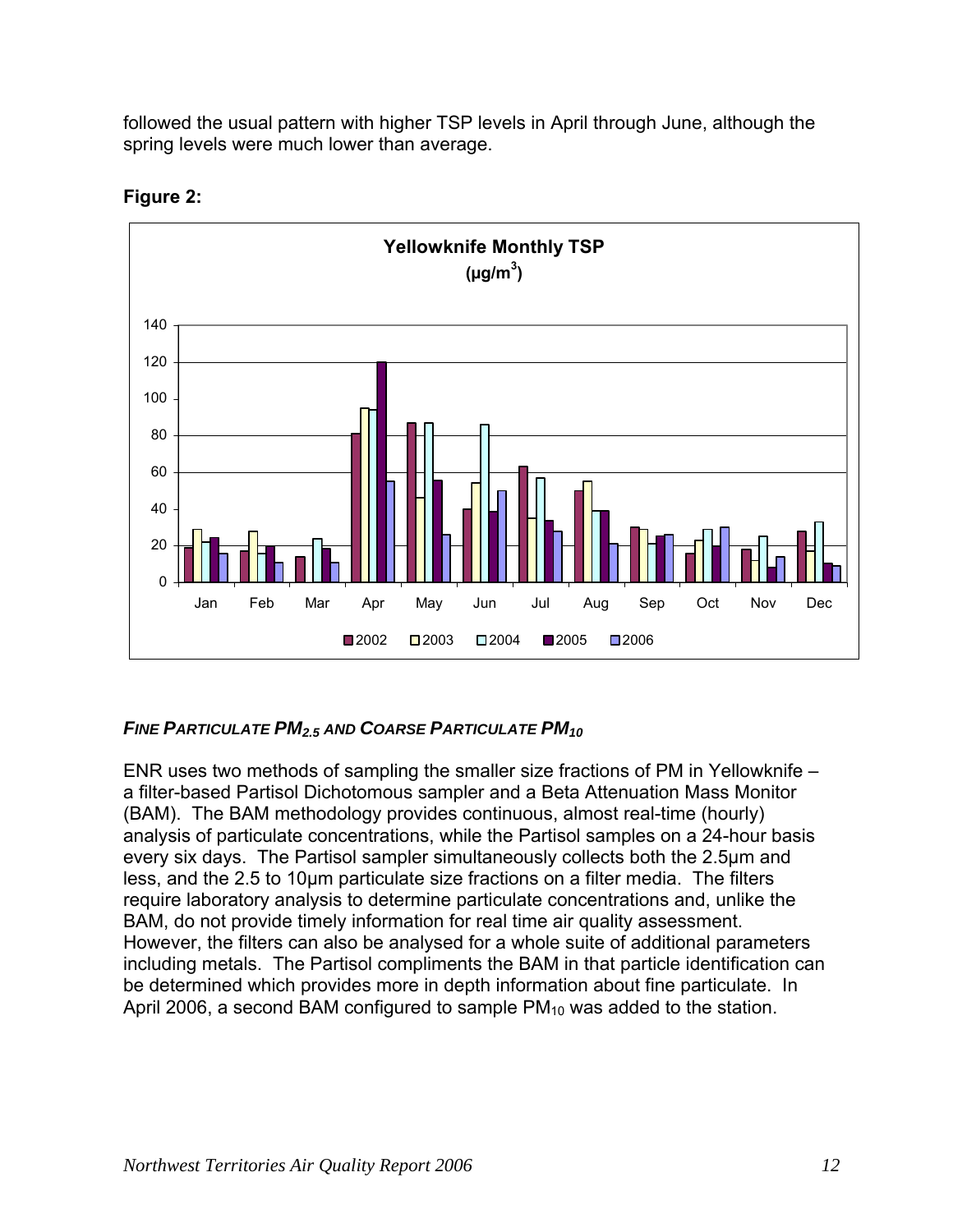followed the usual pattern with higher TSP levels in April through June, although the spring levels were much lower than average.

**Figure 2:**

**Yellowknife Monthly TSP**
**($\mu g/m^3$)**

**FINE PARTICULATE $PM_{2.5}$ AND COARSE PARTICULATE $PM_{10}$**

ENR uses two methods of sampling the smaller size fractions of PM in Yellowknife – a filter-based Partisol Dichotomous sampler and a Beta Attenuation Mass Monitor (BAM). The BAM methodology provides continuous, almost real-time (hourly) analysis of particulate concentrations, while the Partisol samples on a 24-hour basis every six days. The Partisol sampler simultaneously collects both the 2.5µm and less, and the 2.5 to 10µm particulate size fractions on a filter media. The filters require laboratory analysis to determine particulate concentrations and, unlike the BAM, do not provide timely information for real time air quality assessment. However, the filters can also be analysed for a whole suite of additional parameters including metals. The Partisol compliments the BAM in that particle identification can be determined which provides more in depth information about fine particulate. In April 2006, a second BAM configured to sample $PM_{10}$ was added to the station.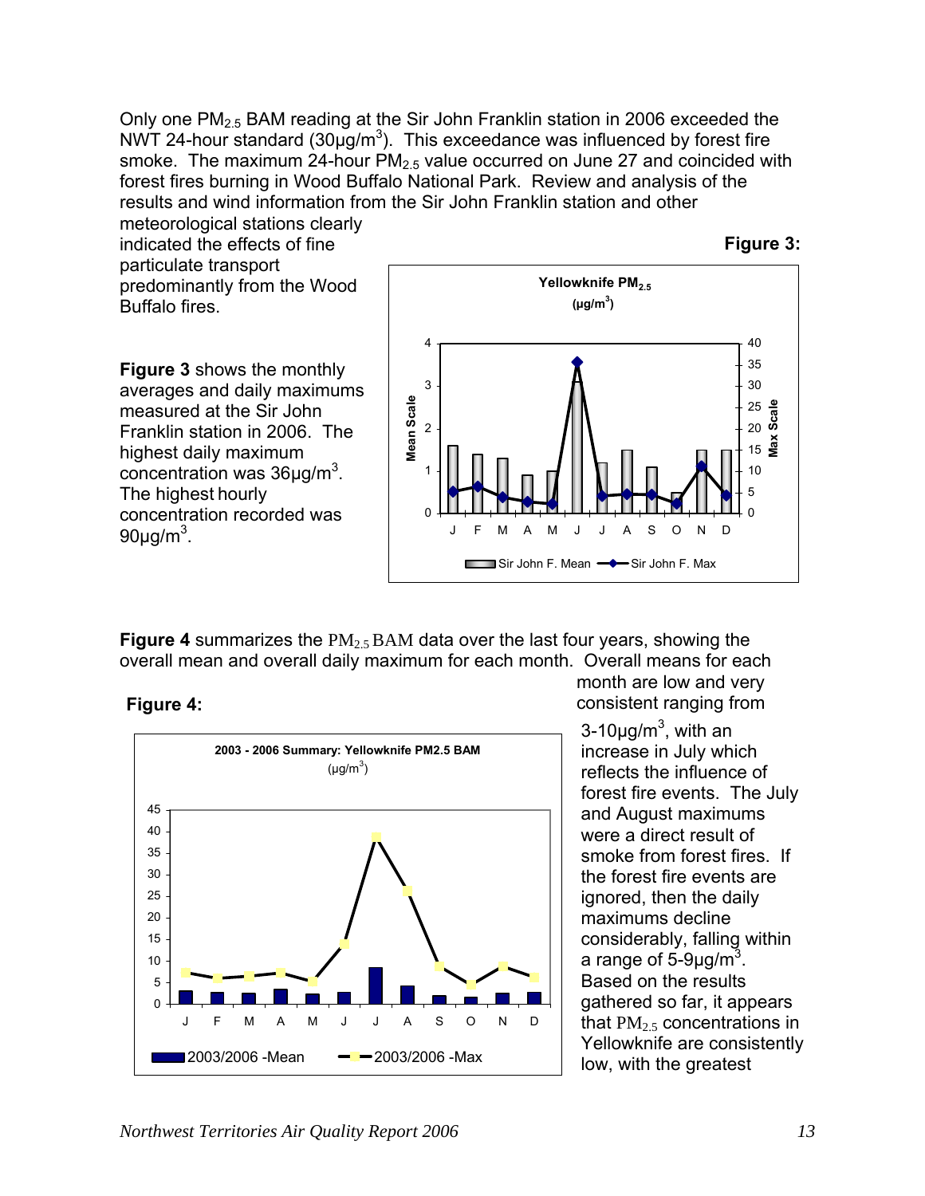Only one $PM_{2.5}$ BAM reading at the Sir John Franklin station in 2006 exceeded the NWT 24-hour standard (30µg/m$^3$). This exceedance was influenced by forest fire smoke. The maximum 24-hour $PM_{2.5}$ value occurred on June 27 and coincided with forest fires burning in Wood Buffalo National Park. Review and analysis of the results and wind information from the Sir John Franklin station and other meteorological stations clearly indicated the effects of fine particulate transport predominantly from the Wood Buffalo fires.

**Figure 3** shows the monthly averages and daily maximums measured at the Sir John Franklin station in 2006. The highest daily maximum concentration was 36µg/m$^3$. The highest hourly concentration recorded was 90µg/m$^3$.

**Figure 3:**

**Figure 4** summarizes the $PM_{2.5}$ BAM data over the last four years, showing the overall mean and overall daily maximum for each month. Overall means for each month are low and very consistent ranging from 3-10µg/m$^3$, with an increase in July which reflects the influence of forest fire events. The July and August maximums were a direct result of smoke from forest fires. If the forest fire events are ignored, then the daily maximums decline considerably, falling within a range of 5-9µg/m$^3$. Based on the results gathered so far, it appears that $PM_{2.5}$ concentrations in Yellowknife are consistently low, with the greatest

**Figure 4:**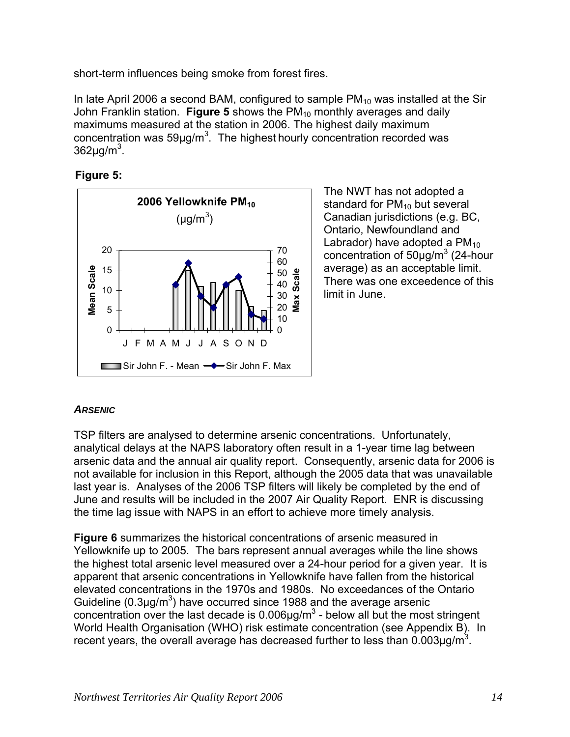short-term influences being smoke from forest fires.

In late April 2006 a second BAM, configured to sample $PM_{10}$ was installed at the Sir John Franklin station. **Figure 5** shows the $PM_{10}$ monthly averages and daily maximums measured at the station in 2006. The highest daily maximum concentration was 59µg/m$^3$. The highest hourly concentration recorded was 362µg/m$^3$.

**Figure 5:**

**2006 Yellowknife $PM_{10}$**
(µg/m$^3$)

The NWT has not adopted a standard for $PM_{10}$ but several Canadian jurisdictions (e.g. BC, Ontario, Newfoundland and Labrador) have adopted a $PM_{10}$ concentration of 50µg/m$^3$ (24-hour average) as an acceptable limit. There was one exceedence of this limit in June.

### *ARSENIC*

TSP filters are analysed to determine arsenic concentrations. Unfortunately, analytical delays at the NAPS laboratory often result in a 1-year time lag between arsenic data and the annual air quality report. Consequently, arsenic data for 2006 is not available for inclusion in this Report, although the 2005 data that was unavailable last year is. Analyses of the 2006 TSP filters will likely be completed by the end of June and results will be included in the 2007 Air Quality Report. ENR is discussing the time lag issue with NAPS in an effort to achieve more timely analysis.

**Figure 6** summarizes the historical concentrations of arsenic measured in Yellowknife up to 2005. The bars represent annual averages while the line shows the highest total arsenic level measured over a 24-hour period for a given year. It is apparent that arsenic concentrations in Yellowknife have fallen from the historical elevated concentrations in the 1970s and 1980s. No exceedances of the Ontario Guideline (0.3µg/m$^3$) have occurred since 1988 and the average arsenic concentration over the last decade is 0.006µg/m$^3$ - below all but the most stringent World Health Organisation (WHO) risk estimate concentration (see Appendix B). In recent years, the overall average has decreased further to less than 0.003µg/m$^3$.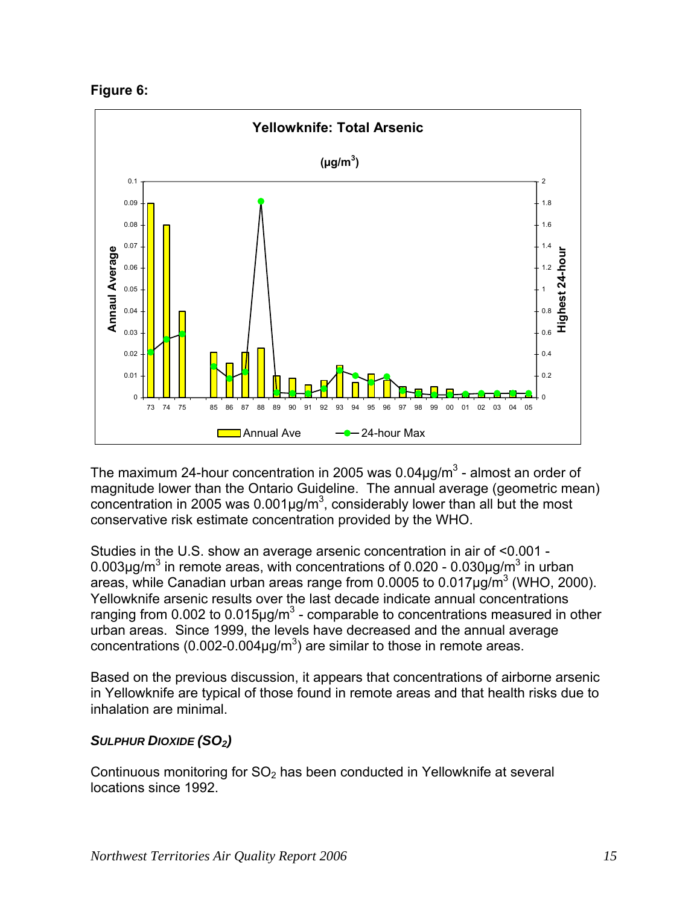**Figure 6:**

The maximum 24-hour concentration in 2005 was 0.04µg/m$^3$ - almost an order of magnitude lower than the Ontario Guideline. The annual average (geometric mean) concentration in 2005 was 0.001µg/m$^3$, considerably lower than all but the most conservative risk estimate concentration provided by the WHO.

Studies in the U.S. show an average arsenic concentration in air of <0.001 - 0.003µg/m$^3$ in remote areas, with concentrations of 0.020 - 0.030µg/m$^3$ in urban areas, while Canadian urban areas range from 0.0005 to 0.017µg/m$^3$ (WHO, 2000). Yellowknife arsenic results over the last decade indicate annual concentrations ranging from 0.002 to 0.015µg/m$^3$ - comparable to concentrations measured in other urban areas. Since 1999, the levels have decreased and the annual average concentrations (0.002-0.004µg/m$^3$) are similar to those in remote areas.

Based on the previous discussion, it appears that concentrations of airborne arsenic in Yellowknife are typical of those found in remote areas and that health risks due to inhalation are minimal.

### *SULPHUR DIOXIDE ($SO_2$)*

Continuous monitoring for $SO_2$ has been conducted in Yellowknife at several locations since 1992.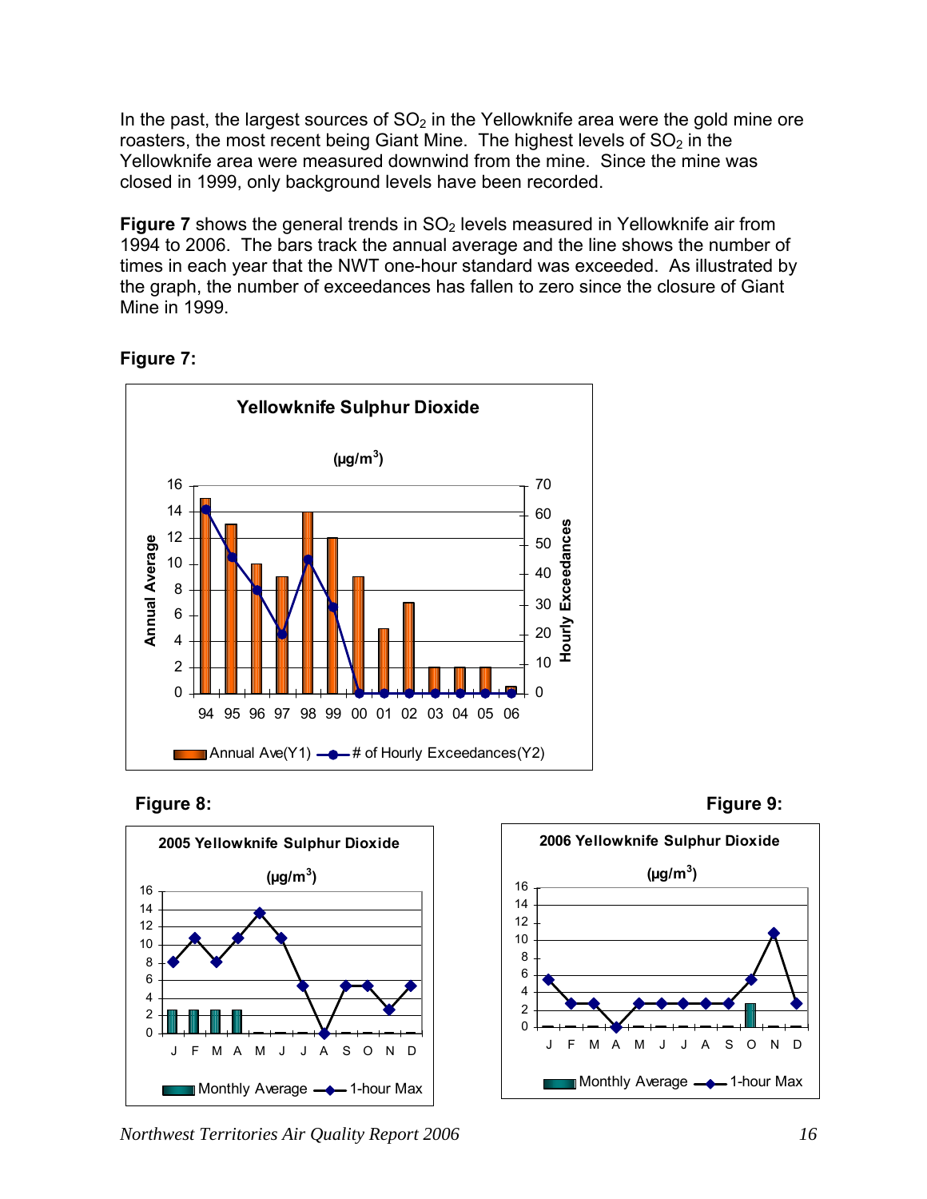In the past, the largest sources of $SO_2$ in the Yellowknife area were the gold mine ore roasters, the most recent being Giant Mine. The highest levels of $SO_2$ in the Yellowknife area were measured downwind from the mine. Since the mine was closed in 1999, only background levels have been recorded.

**Figure 7** shows the general trends in $SO_2$ levels measured in Yellowknife air from 1994 to 2006. The bars track the annual average and the line shows the number of times in each year that the NWT one-hour standard was exceeded. As illustrated by the graph, the number of exceedances has fallen to zero since the closure of Giant Mine in 1999.

**Figure 7:**

**Figure 8:**

**Figure 9:**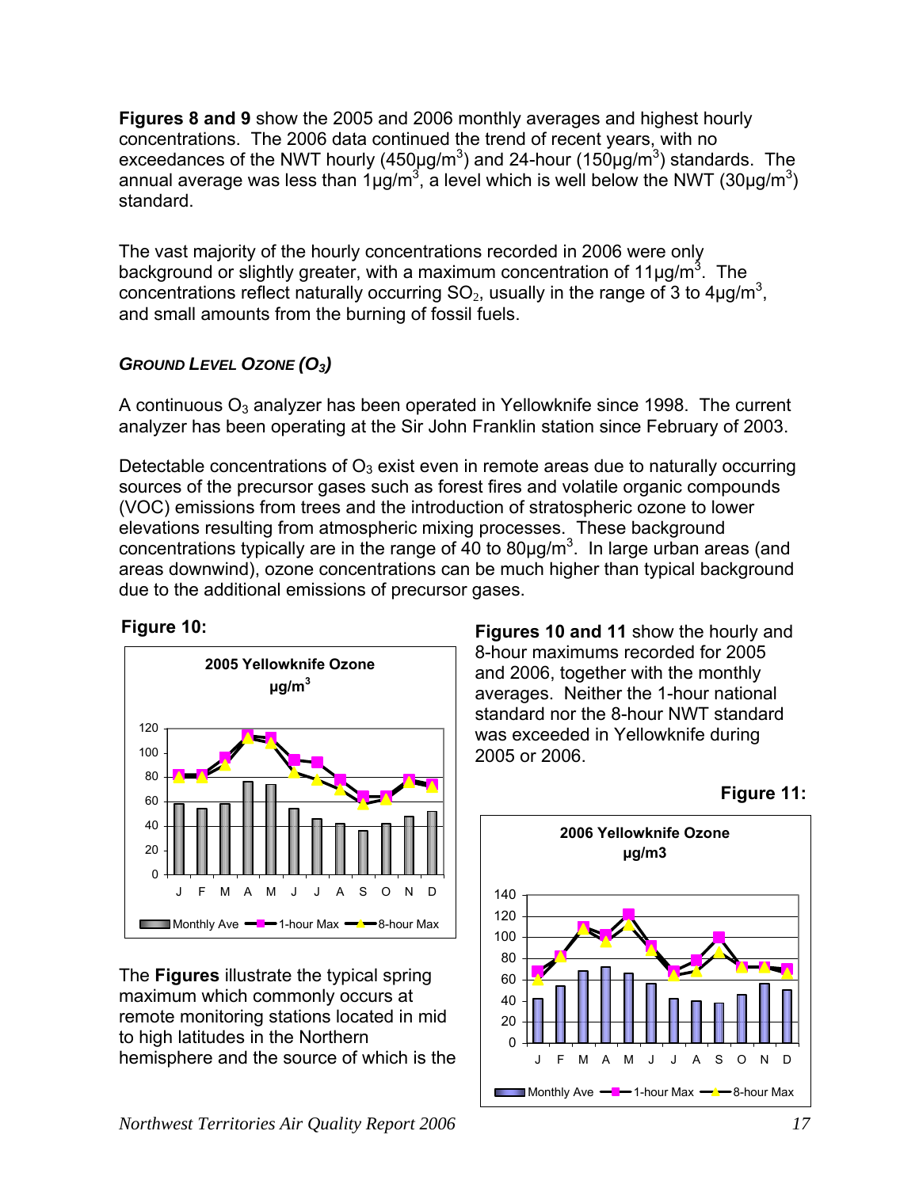**Figures 8 and 9** show the 2005 and 2006 monthly averages and highest hourly concentrations. The 2006 data continued the trend of recent years, with no exceedances of the NWT hourly (450µg/m$^3$) and 24-hour (150µg/m$^3$) standards. The annual average was less than 1µg/m$^3$, a level which is well below the NWT (30µg/m$^3$) standard.

The vast majority of the hourly concentrations recorded in 2006 were only background or slightly greater, with a maximum concentration of 11µg/m$^3$. The concentrations reflect naturally occurring $SO_2$, usually in the range of 3 to 4µg/m$^3$, and small amounts from the burning of fossil fuels.

### *GROUND LEVEL OZONE ($O_3$)*

A continuous $O_3$ analyzer has been operated in Yellowknife since 1998. The current analyzer has been operating at the Sir John Franklin station since February of 2003.

Detectable concentrations of $O_3$ exist even in remote areas due to naturally occurring sources of the precursor gases such as forest fires and volatile organic compounds (VOC) emissions from trees and the introduction of stratospheric ozone to lower elevations resulting from atmospheric mixing processes. These background concentrations typically are in the range of 40 to 80µg/m$^3$. In large urban areas (and areas downwind), ozone concentrations can be much higher than typical background due to the additional emissions of precursor gases.

**Figure 10:**

2005 Yellowknife Ozone µg/m$^3$

**Figures 10 and 11** show the hourly and 8-hour maximums recorded for 2005 and 2006, together with the monthly averages. Neither the 1-hour national standard nor the 8-hour NWT standard was exceeded in Yellowknife during 2005 or 2006.

**Figure 11:**

2006 Yellowknife Ozone µg/m3

The **Figures** illustrate the typical spring maximum which commonly occurs at remote monitoring stations located in mid to high latitudes in the Northern hemisphere and the source of which is the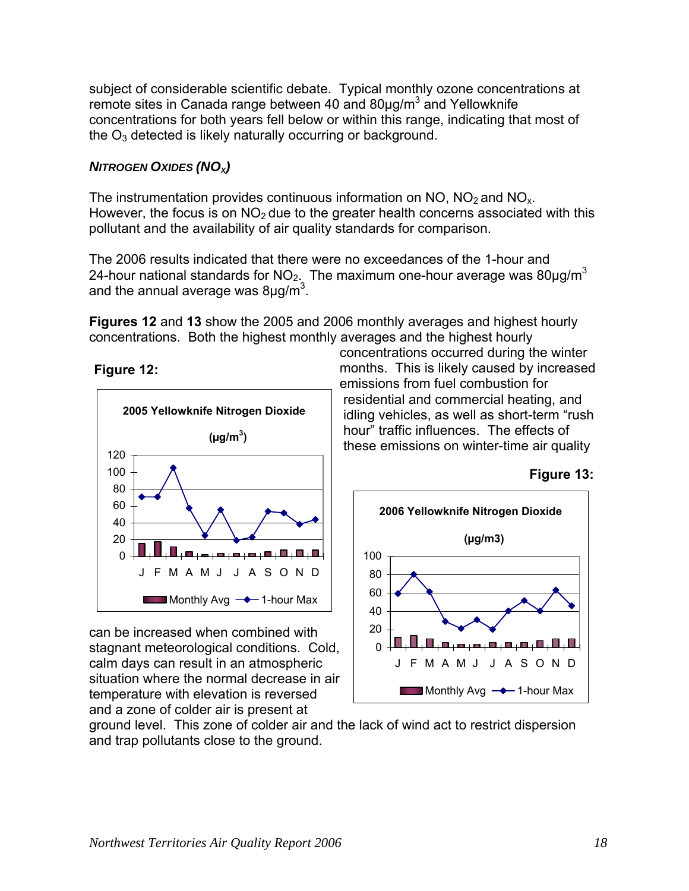subject of considerable scientific debate. Typical monthly ozone concentrations at remote sites in Canada range between 40 and 80µg/m$^3$ and Yellowknife concentrations for both years fell below or within this range, indicating that most of the $O_3$ detected is likely naturally occurring or background.

### *NITROGEN OXIDES ($NO_X$)*

The instrumentation provides continuous information on NO, $NO_2$ and $NO_x$. However, the focus is on $NO_2$ due to the greater health concerns associated with this pollutant and the availability of air quality standards for comparison.

The 2006 results indicated that there were no exceedances of the 1-hour and 24-hour national standards for $NO_2$. The maximum one-hour average was 80µg/m$^3$ and the annual average was 8µg/m$^3$.

**Figures 12** and **13** show the 2005 and 2006 monthly averages and highest hourly concentrations. Both the highest monthly averages and the highest hourly concentrations occurred during the winter months. This is likely caused by increased emissions from fuel combustion for residential and commercial heating, and idling vehicles, as well as short-term "rush hour" traffic influences. The effects of these emissions on winter-time air quality can be increased when combined with stagnant meteorological conditions. Cold, calm days can result in an atmospheric situation where the normal decrease in air temperature with elevation is reversed and a zone of colder air is present at ground level. This zone of colder air and the lack of wind act to restrict dispersion and trap pollutants close to the ground.

**Figure 12:**

**2005 Yellowknife Nitrogen Dioxide (µg/m$^3$)**

Legend: Monthly Avg; 1-hour Max. Months: J F M A M J J A S O N D.

**Figure 13:**

**2006 Yellowknife Nitrogen Dioxide (µg/m3)**

Legend: Monthly Avg; 1-hour Max. Months: J F M A M J J A S O N D.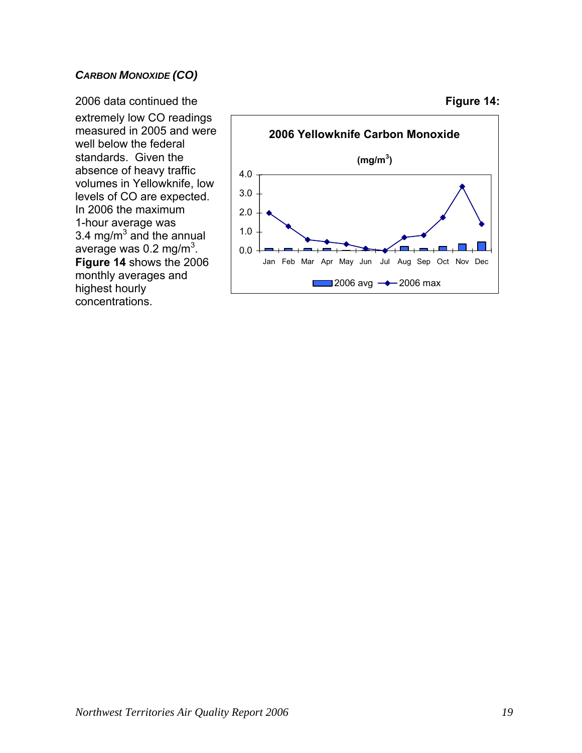### *CARBON MONOXIDE (CO)*

2006 data continued the extremely low CO readings measured in 2005 and were well below the federal standards. Given the absence of heavy traffic volumes in Yellowknife, low levels of CO are expected. In 2006 the maximum 1-hour average was 3.4 mg/m$^3$ and the annual average was 0.2 mg/m$^3$. **Figure 14** shows the 2006 monthly averages and highest hourly concentrations.

**Figure 14:**

**2006 Yellowknife Carbon Monoxide**

**(mg/m$^3$)**

Legend: 2006 avg, 2006 max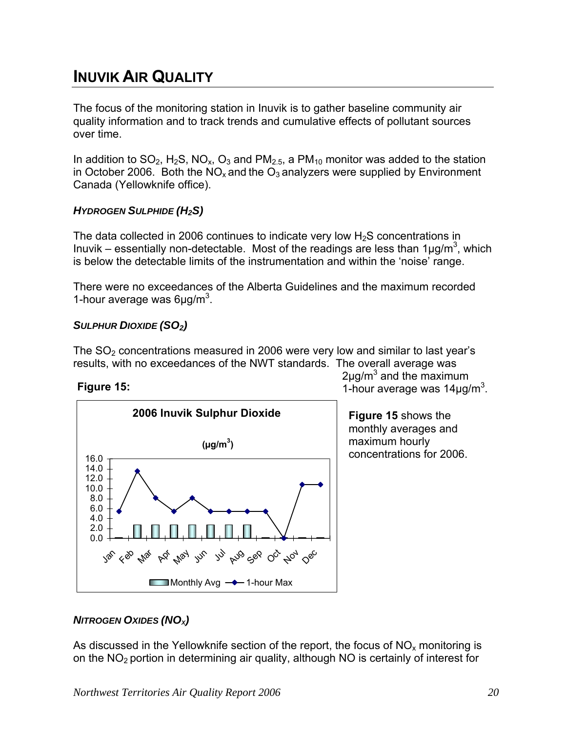# INUVIK AIR QUALITY

The focus of the monitoring station in Inuvik is to gather baseline community air quality information and to track trends and cumulative effects of pollutant sources over time.

In addition to $SO_2$, $H_2S$, $NO_x$, $O_3$ and $PM_{2.5}$, a $PM_{10}$ monitor was added to the station in October 2006. Both the $NO_x$ and the $O_3$ analyzers were supplied by Environment Canada (Yellowknife office).

### *HYDROGEN SULPHIDE ($H_2S$)*

The data collected in 2006 continues to indicate very low $H_2S$ concentrations in Inuvik – essentially non-detectable. Most of the readings are less than 1µg/m$^3$, which is below the detectable limits of the instrumentation and within the 'noise' range.

There were no exceedances of the Alberta Guidelines and the maximum recorded 1-hour average was 6µg/m$^3$.

### *SULPHUR DIOXIDE ($SO_2$)*

The $SO_2$ concentrations measured in 2006 were very low and similar to last year's results, with no exceedances of the NWT standards. The overall average was 2µg/m$^3$ and the maximum 1-hour average was 14µg/m$^3$.

**Figure 15:**

**2006 Inuvik Sulphur Dioxide**

**(µg/m$^3$)**

| Month | Monthly Avg | 1-hour Max |
|---|---|---|
| Jan | 0.0 | 5.4 |
| Feb | 2.7 | 13.5 |
| Mar | 2.7 | 8.1 |
| Apr | 2.7 | 5.4 |
| May | 2.7 | 8.1 |
| Jun | 2.7 | 5.4 |
| Jul | 2.7 | 5.4 |
| Aug | 2.7 | 5.4 |
| Sep | 0.0 | 5.4 |
| Oct | 0.0 | 0.0 |
| Nov | 0.0 | 10.8 |
| Dec | 0.0 | 10.8 |

**Figure 15** shows the monthly averages and maximum hourly concentrations for 2006.

### *NITROGEN OXIDES ($NO_X$)*

As discussed in the Yellowknife section of the report, the focus of $NO_x$ monitoring is on the $NO_2$ portion in determining air quality, although NO is certainly of interest for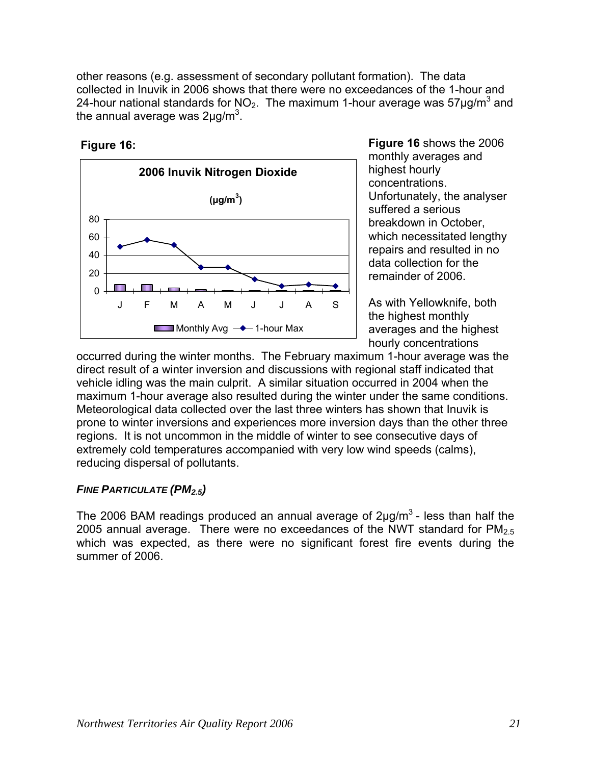other reasons (e.g. assessment of secondary pollutant formation). The data collected in Inuvik in 2006 shows that there were no exceedances of the 1-hour and 24-hour national standards for $NO_2$. The maximum 1-hour average was 57µg/m$^3$ and the annual average was 2µg/m$^3$.

**Figure 16:**

**2006 Inuvik Nitrogen Dioxide**

**(µg/m$^3$)**

Monthly Avg — 1-hour Max

**Figure 16** shows the 2006 monthly averages and highest hourly concentrations. Unfortunately, the analyser suffered a serious breakdown in October, which necessitated lengthy repairs and resulted in no data collection for the remainder of 2006.

As with Yellowknife, both the highest monthly averages and the highest hourly concentrations occurred during the winter months. The February maximum 1-hour average was the direct result of a winter inversion and discussions with regional staff indicated that vehicle idling was the main culprit. A similar situation occurred in 2004 when the maximum 1-hour average also resulted during the winter under the same conditions. Meteorological data collected over the last three winters has shown that Inuvik is prone to winter inversions and experiences more inversion days than the other three regions. It is not uncommon in the middle of winter to see consecutive days of extremely cold temperatures accompanied with very low wind speeds (calms), reducing dispersal of pollutants.

### *FINE PARTICULATE ($PM_{2.5}$)*

The 2006 BAM readings produced an annual average of 2µg/m$^3$ - less than half the 2005 annual average. There were no exceedances of the NWT standard for $PM_{2.5}$ which was expected, as there were no significant forest fire events during the summer of 2006.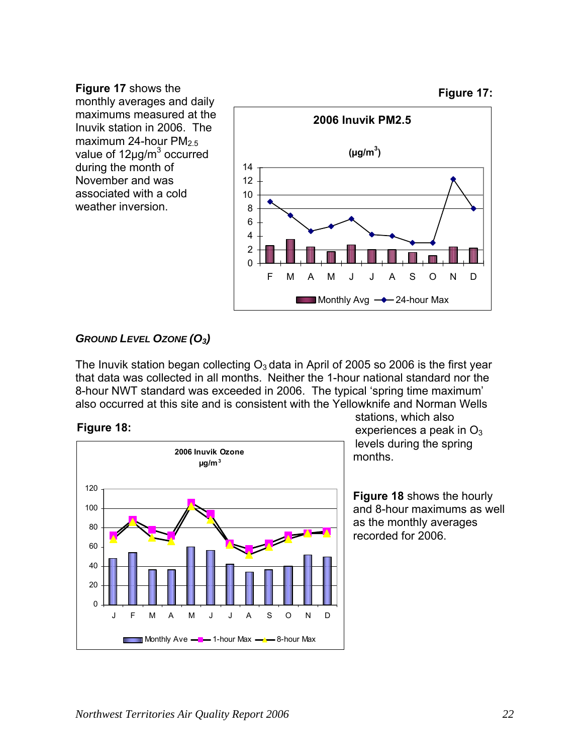**Figure 17** shows the monthly averages and daily maximums measured at the Inuvik station in 2006. The maximum 24-hour $PM_{2.5}$ value of 12µg/m$^3$ occurred during the month of November and was associated with a cold weather inversion.

**Figure 17:**

2006 Inuvik PM2.5

(µg/m$^3$)

Monthly Avg — 24-hour Max

### *GROUND LEVEL OZONE ($O_3$)*

The Inuvik station began collecting $O_3$ data in April of 2005 so 2006 is the first year that data was collected in all months. Neither the 1-hour national standard nor the 8-hour NWT standard was exceeded in 2006. The typical 'spring time maximum' also occurred at this site and is consistent with the Yellowknife and Norman Wells stations, which also experiences a peak in $O_3$ levels during the spring months.

**Figure 18:**

2006 Inuvik Ozone

µg/m$^3$

Monthly Ave — 1-hour Max — 8-hour Max

**Figure 18** shows the hourly and 8-hour maximums as well as the monthly averages recorded for 2006.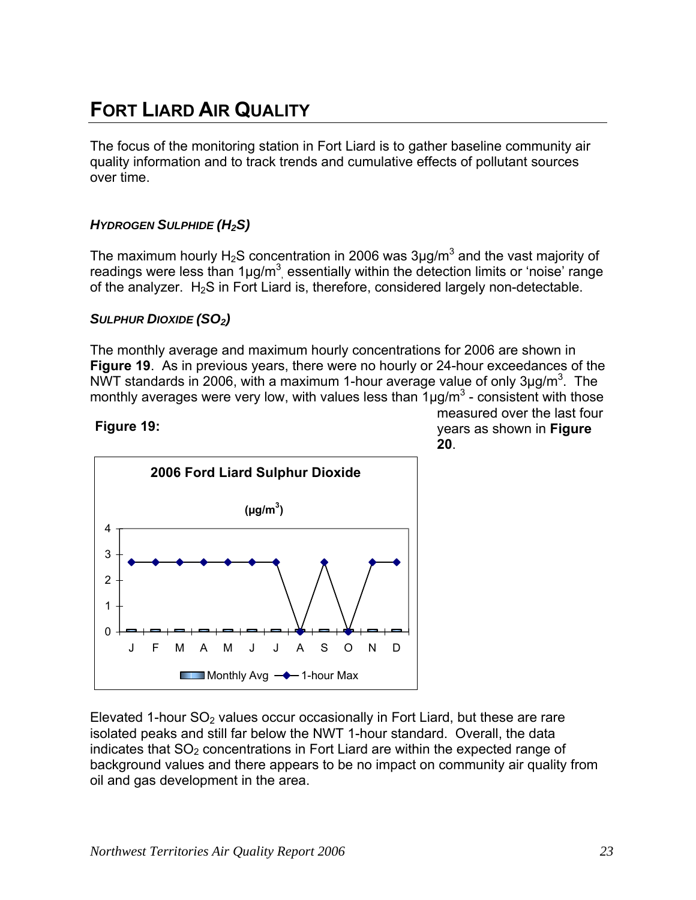# FORT LIARD AIR QUALITY

The focus of the monitoring station in Fort Liard is to gather baseline community air quality information and to track trends and cumulative effects of pollutant sources over time.

### *HYDROGEN SULPHIDE ($H_2S$)*

The maximum hourly $H_2S$ concentration in 2006 was 3µg/$m^3$ and the vast majority of readings were less than 1µg/$m^3$, essentially within the detection limits or 'noise' range of the analyzer. $H_2S$ in Fort Liard is, therefore, considered largely non-detectable.

### *SULPHUR DIOXIDE ($SO_2$)*

The monthly average and maximum hourly concentrations for 2006 are shown in **Figure 19**. As in previous years, there were no hourly or 24-hour exceedances of the NWT standards in 2006, with a maximum 1-hour average value of only 3µg/$m^3$. The monthly averages were very low, with values less than 1µg/$m^3$ - consistent with those measured over the last four years as shown in **Figure 20**.

**Figure 19:**

2006 Ford Liard Sulphur Dioxide (µg/$m^3$)

Elevated 1-hour $SO_2$ values occur occasionally in Fort Liard, but these are rare isolated peaks and still far below the NWT 1-hour standard. Overall, the data indicates that $SO_2$ concentrations in Fort Liard are within the expected range of background values and there appears to be no impact on community air quality from oil and gas development in the area.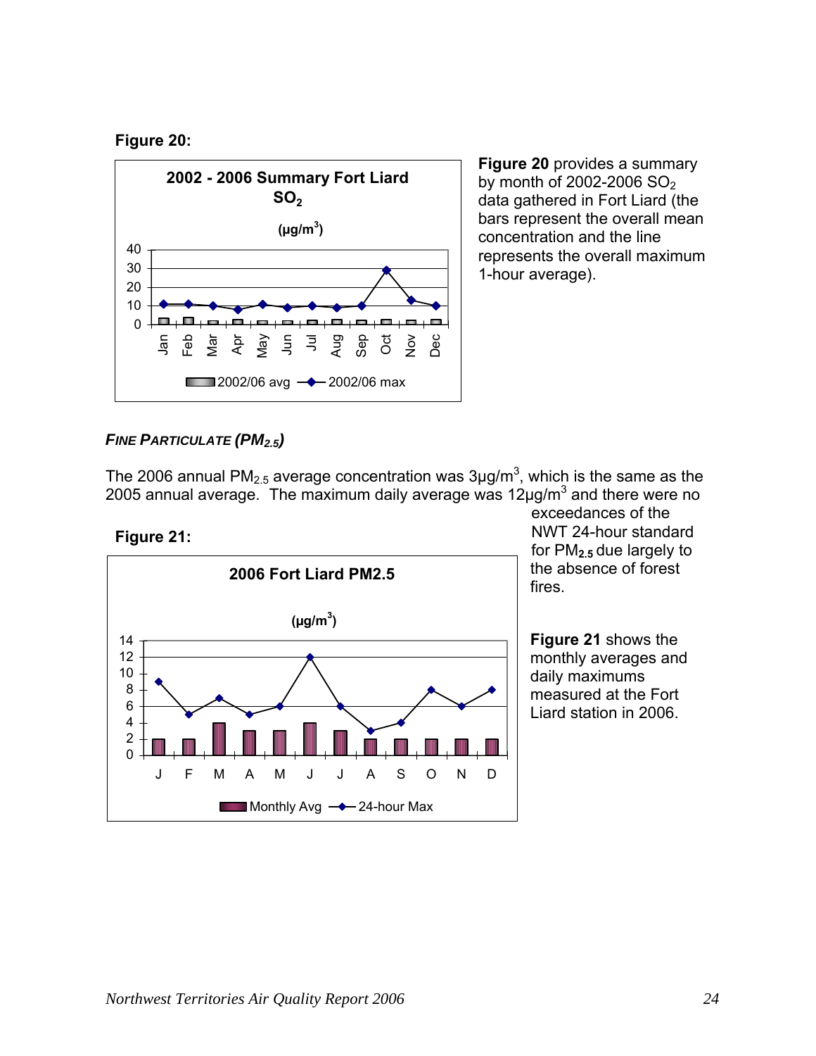**Figure 20:**

**Figure 20** provides a summary by month of 2002-2006 $SO_2$ data gathered in Fort Liard (the bars represent the overall mean concentration and the line represents the overall maximum 1-hour average).

### *FINE PARTICULATE ($PM_{2.5}$)*

The 2006 annual $PM_{2.5}$ average concentration was 3µg/m$^3$, which is the same as the 2005 annual average. The maximum daily average was 12µg/m$^3$ and there were no exceedances of the NWT 24-hour standard for $PM_{2.5}$ due largely to the absence of forest fires.

**Figure 21:**

**Figure 21** shows the monthly averages and daily maximums measured at the Fort Liard station in 2006.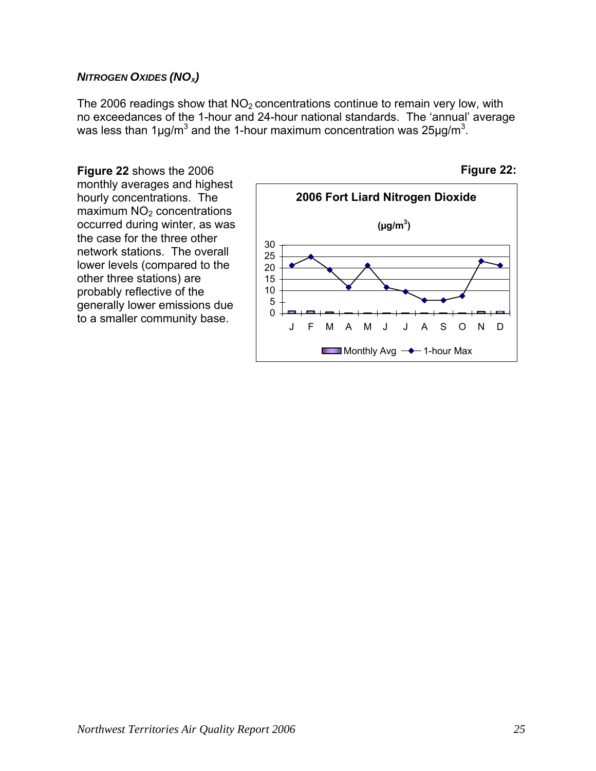### *NITROGEN OXIDES ($NO_X$)*

The 2006 readings show that $NO_2$ concentrations continue to remain very low, with no exceedances of the 1-hour and 24-hour national standards. The 'annual' average was less than 1µg/m$^3$ and the 1-hour maximum concentration was 25µg/m$^3$.

**Figure 22** shows the 2006 monthly averages and highest hourly concentrations. The maximum $NO_2$ concentrations occurred during winter, as was the case for the three other network stations. The overall lower levels (compared to the other three stations) are probably reflective of the generally lower emissions due to a smaller community base.

**Figure 22:**

**2006 Fort Liard Nitrogen Dioxide**

**(µg/m$^3$)**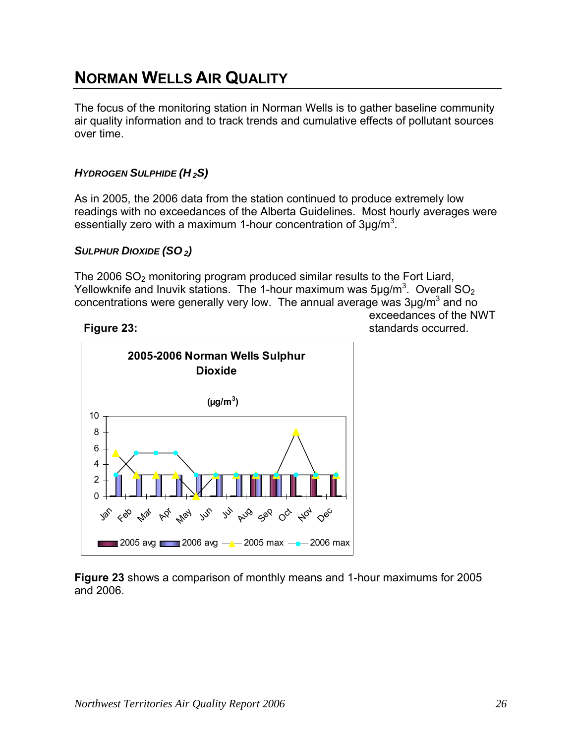# NORMAN WELLS AIR QUALITY

The focus of the monitoring station in Norman Wells is to gather baseline community air quality information and to track trends and cumulative effects of pollutant sources over time.

### *HYDROGEN SULPHIDE ($H_2S$)*

As in 2005, the 2006 data from the station continued to produce extremely low readings with no exceedances of the Alberta Guidelines. Most hourly averages were essentially zero with a maximum 1-hour concentration of 3μg/$m^3$.

### *SULPHUR DIOXIDE ($SO_2$)*

The 2006 $SO_2$ monitoring program produced similar results to the Fort Liard, Yellowknife and Inuvik stations. The 1-hour maximum was 5μg/$m^3$. Overall $SO_2$ concentrations were generally very low. The annual average was 3μg/$m^3$ and no exceedances of the NWT standards occurred.

**Figure 23:**

2005-2006 Norman Wells Sulphur Dioxide

(μg/$m^3$)

**Figure 23** shows a comparison of monthly means and 1-hour maximums for 2005 and 2006.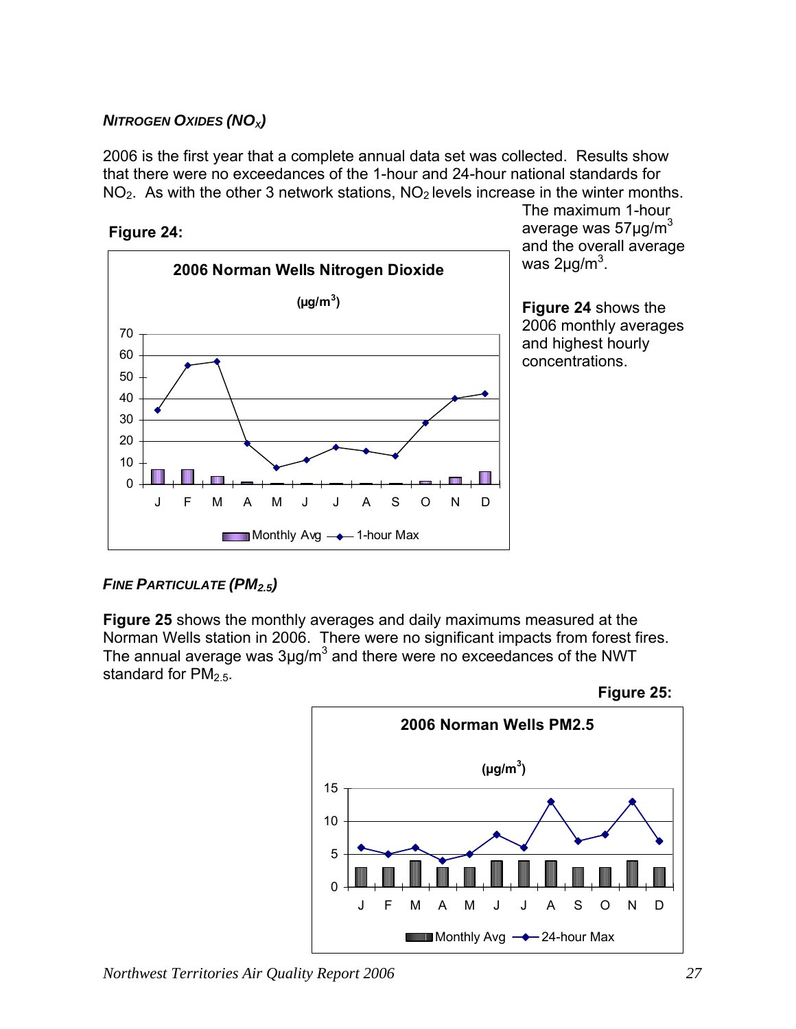***NITROGEN OXIDES ($NO_X$)***

2006 is the first year that a complete annual data set was collected. Results show that there were no exceedances of the 1-hour and 24-hour national standards for $NO_2$. As with the other 3 network stations, $NO_2$ levels increase in the winter months. The maximum 1-hour average was 57µg/m$^3$ and the overall average was 2µg/m$^3$.

**Figure 24** shows the 2006 monthly averages and highest hourly concentrations.

**Figure 24:**

***FINE PARTICULATE ($PM_{2.5}$)***

**Figure 25** shows the monthly averages and daily maximums measured at the Norman Wells station in 2006. There were no significant impacts from forest fires. The annual average was 3µg/m$^3$ and there were no exceedances of the NWT standard for $PM_{2.5}$.

**Figure 25:**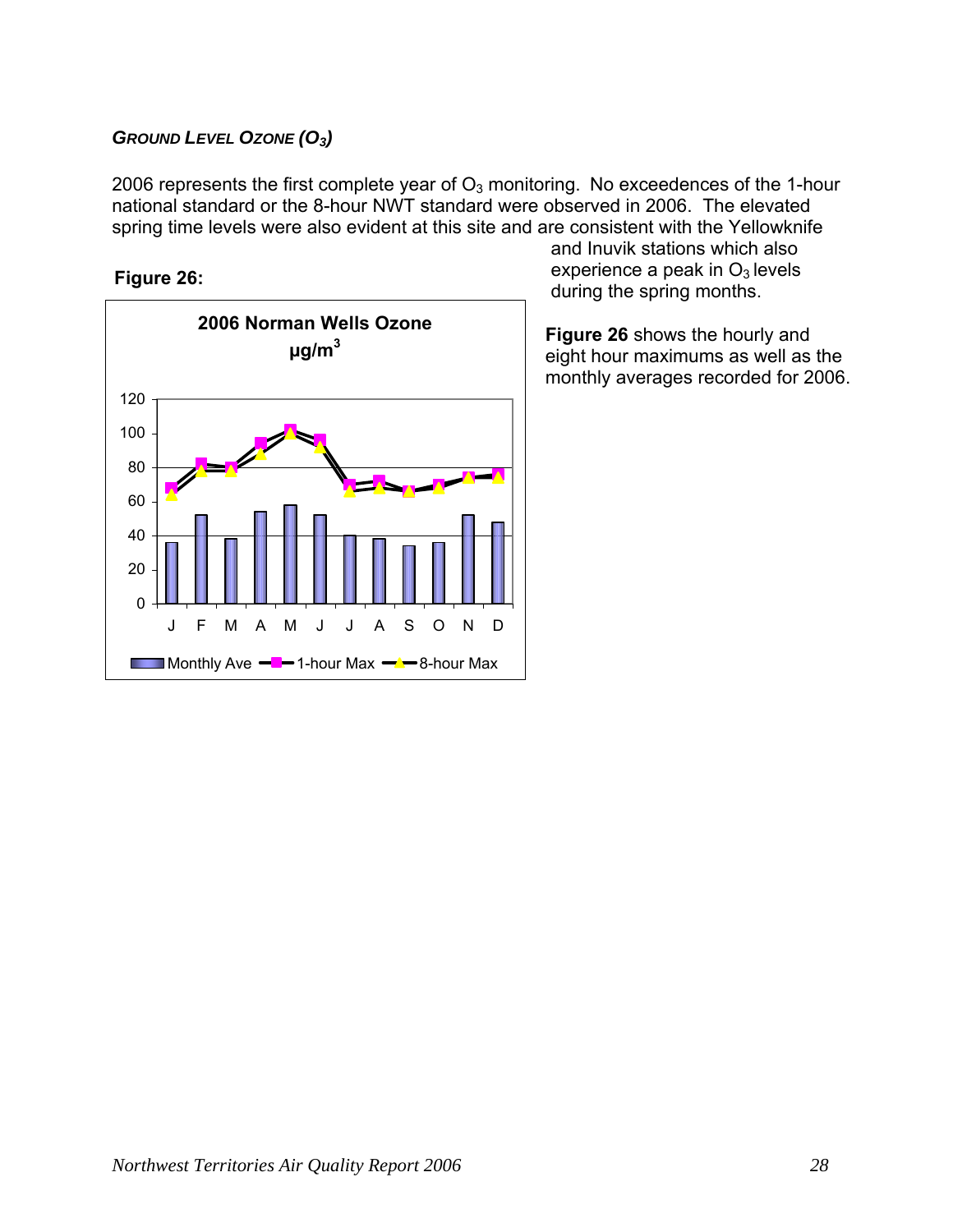### *GROUND LEVEL OZONE ($O_3$)*

2006 represents the first complete year of $O_3$ monitoring. No exceedences of the 1-hour national standard or the 8-hour NWT standard were observed in 2006. The elevated spring time levels were also evident at this site and are consistent with the Yellowknife and Inuvik stations which also experience a peak in $O_3$ levels during the spring months.

**Figure 26** shows the hourly and eight hour maximums as well as the monthly averages recorded for 2006.

**Figure 26:**

**2006 Norman Wells Ozone µg/m³**

Monthly Ave | 1-hour Max | 8-hour Max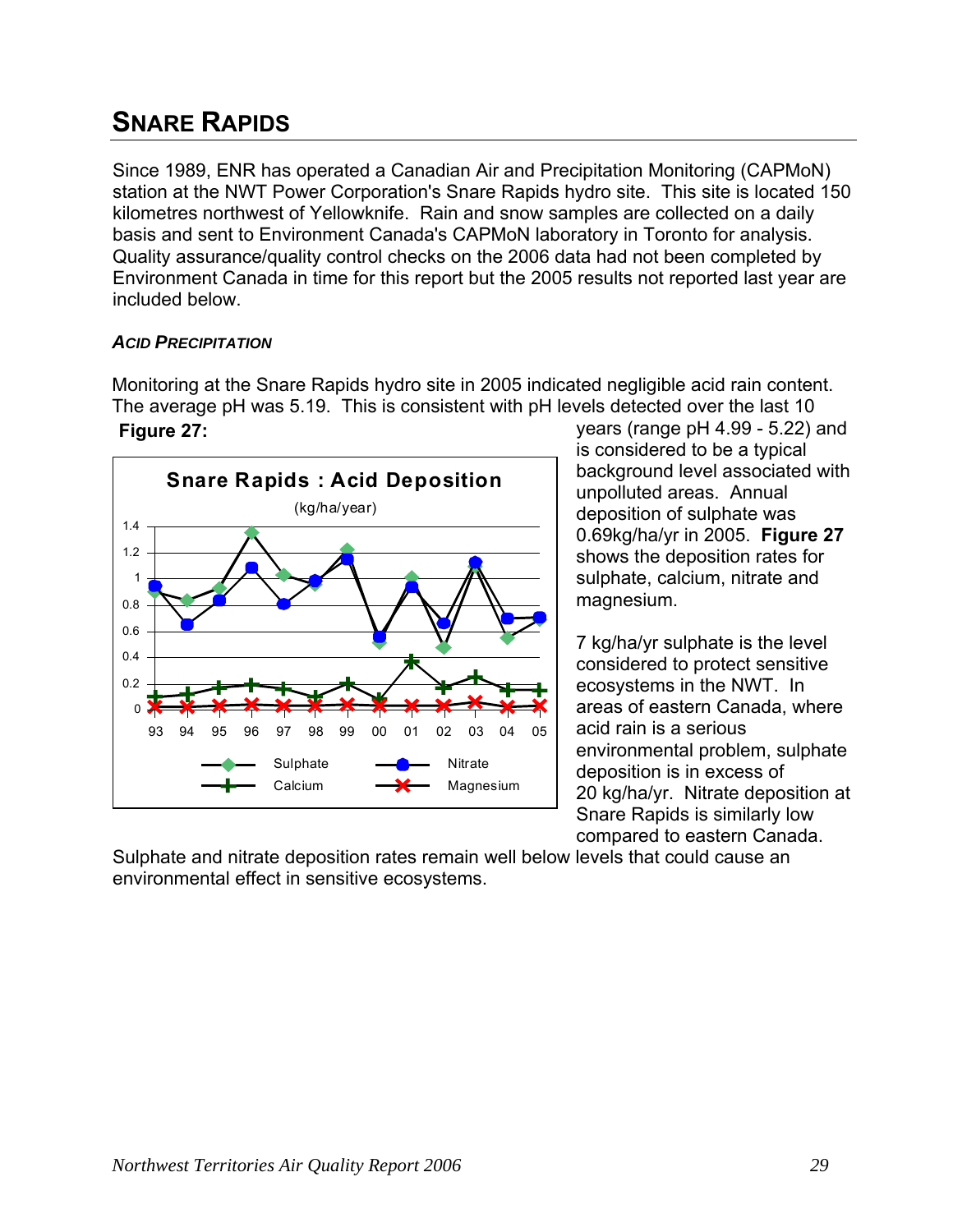## SNARE RAPIDS

Since 1989, ENR has operated a Canadian Air and Precipitation Monitoring (CAPMoN) station at the NWT Power Corporation's Snare Rapids hydro site. This site is located 150 kilometres northwest of Yellowknife. Rain and snow samples are collected on a daily basis and sent to Environment Canada's CAPMoN laboratory in Toronto for analysis. Quality assurance/quality control checks on the 2006 data had not been completed by Environment Canada in time for this report but the 2005 results not reported last year are included below.

### *ACID PRECIPITATION*

Monitoring at the Snare Rapids hydro site in 2005 indicated negligible acid rain content. The average pH was 5.19. This is consistent with pH levels detected over the last 10 years (range pH 4.99 - 5.22) and is considered to be a typical background level associated with unpolluted areas. Annual deposition of sulphate was 0.69kg/ha/yr in 2005. **Figure 27** shows the deposition rates for sulphate, calcium, nitrate and magnesium.

**Figure 27:**

7 kg/ha/yr sulphate is the level considered to protect sensitive ecosystems in the NWT. In areas of eastern Canada, where acid rain is a serious environmental problem, sulphate deposition is in excess of 20 kg/ha/yr. Nitrate deposition at Snare Rapids is similarly low compared to eastern Canada.

Sulphate and nitrate deposition rates remain well below levels that could cause an environmental effect in sensitive ecosystems.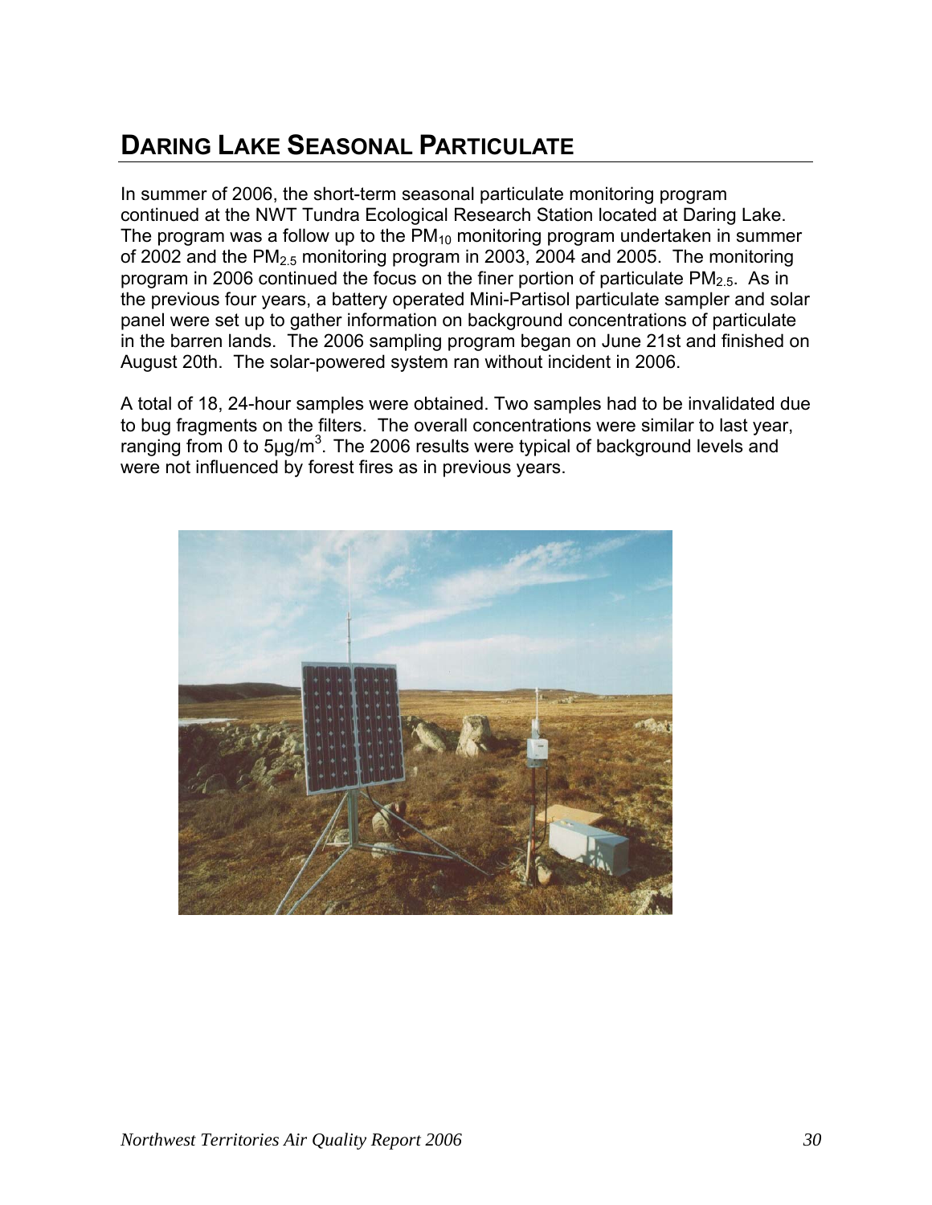# Daring Lake Seasonal Particulate

In summer of 2006, the short-term seasonal particulate monitoring program continued at the NWT Tundra Ecological Research Station located at Daring Lake. The program was a follow up to the $PM_{10}$ monitoring program undertaken in summer of 2002 and the $PM_{2.5}$ monitoring program in 2003, 2004 and 2005. The monitoring program in 2006 continued the focus on the finer portion of particulate $PM_{2.5}$. As in the previous four years, a battery operated Mini-Partisol particulate sampler and solar panel were set up to gather information on background concentrations of particulate in the barren lands. The 2006 sampling program began on June 21st and finished on August 20th. The solar-powered system ran without incident in 2006.

A total of 18, 24-hour samples were obtained. Two samples had to be invalidated due to bug fragments on the filters. The overall concentrations were similar to last year, ranging from 0 to 5µg/$m^3$. The 2006 results were typical of background levels and were not influenced by forest fires as in previous years.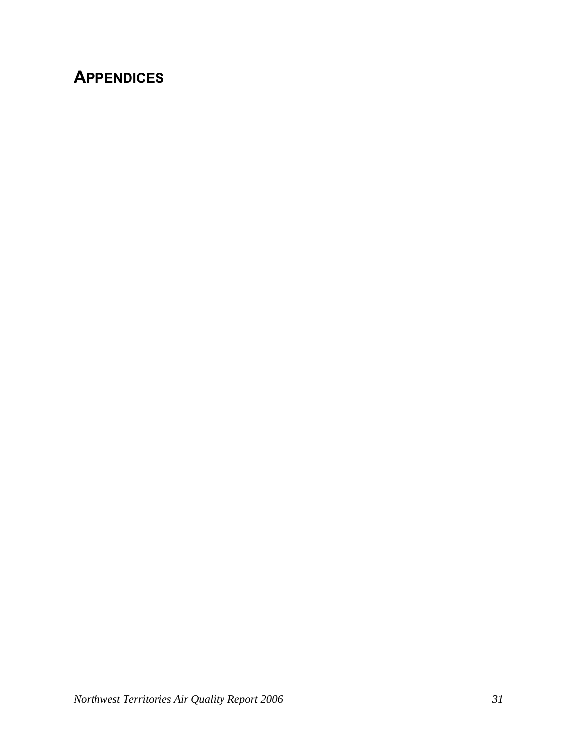# APPENDICES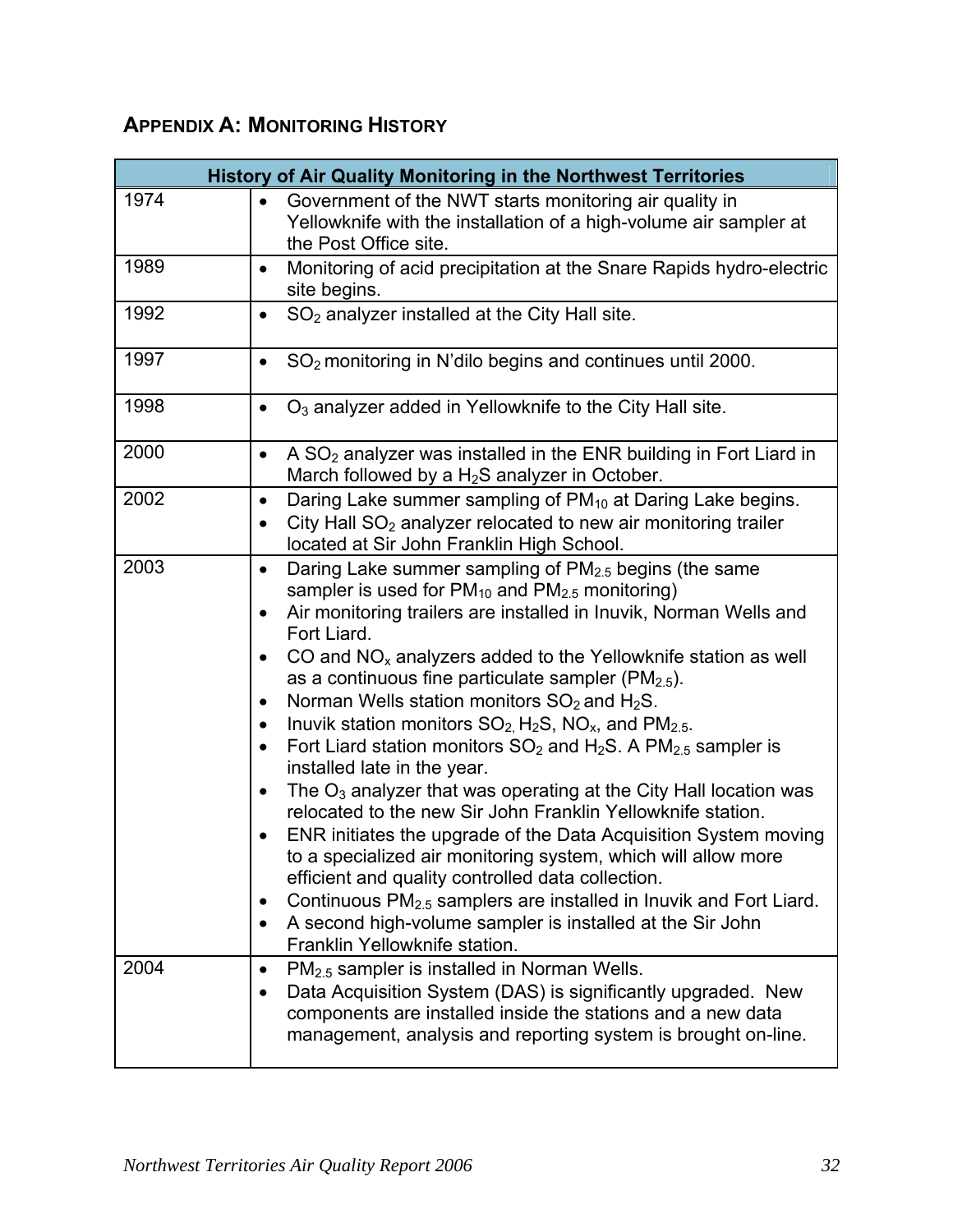## APPENDIX A: MONITORING HISTORY

| History of Air Quality Monitoring in the Northwest Territories | |
|---|---|
| 1974 | • Government of the NWT starts monitoring air quality in Yellowknife with the installation of a high-volume air sampler at the Post Office site. |
| 1989 | • Monitoring of acid precipitation at the Snare Rapids hydro-electric site begins. |
| 1992 | • $SO_2$ analyzer installed at the City Hall site. |
| 1997 | • $SO_2$ monitoring in N'dilo begins and continues until 2000. |
| 1998 | • $O_3$ analyzer added in Yellowknife to the City Hall site. |
| 2000 | • A $SO_2$ analyzer was installed in the ENR building in Fort Liard in March followed by a $H_2S$ analyzer in October. |
| 2002 | • Daring Lake summer sampling of $PM_{10}$ at Daring Lake begins.<br>• City Hall $SO_2$ analyzer relocated to new air monitoring trailer located at Sir John Franklin High School. |
| 2003 | • Daring Lake summer sampling of $PM_{2.5}$ begins (the same sampler is used for $PM_{10}$ and $PM_{2.5}$ monitoring)<br>• Air monitoring trailers are installed in Inuvik, Norman Wells and Fort Liard.<br>• CO and $NO_x$ analyzers added to the Yellowknife station as well as a continuous fine particulate sampler ($PM_{2.5}$).<br>• Norman Wells station monitors $SO_2$ and $H_2S$.<br>• Inuvik station monitors $SO_2$, $H_2S$, $NO_x$, and $PM_{2.5}$.<br>• Fort Liard station monitors $SO_2$ and $H_2S$. A $PM_{2.5}$ sampler is installed late in the year.<br>• The $O_3$ analyzer that was operating at the City Hall location was relocated to the new Sir John Franklin Yellowknife station.<br>• ENR initiates the upgrade of the Data Acquisition System moving to a specialized air monitoring system, which will allow more efficient and quality controlled data collection.<br>• Continuous $PM_{2.5}$ samplers are installed in Inuvik and Fort Liard.<br>• A second high-volume sampler is installed at the Sir John Franklin Yellowknife station. |
| 2004 | • $PM_{2.5}$ sampler is installed in Norman Wells.<br>• Data Acquisition System (DAS) is significantly upgraded. New components are installed inside the stations and a new data management, analysis and reporting system is brought on-line. |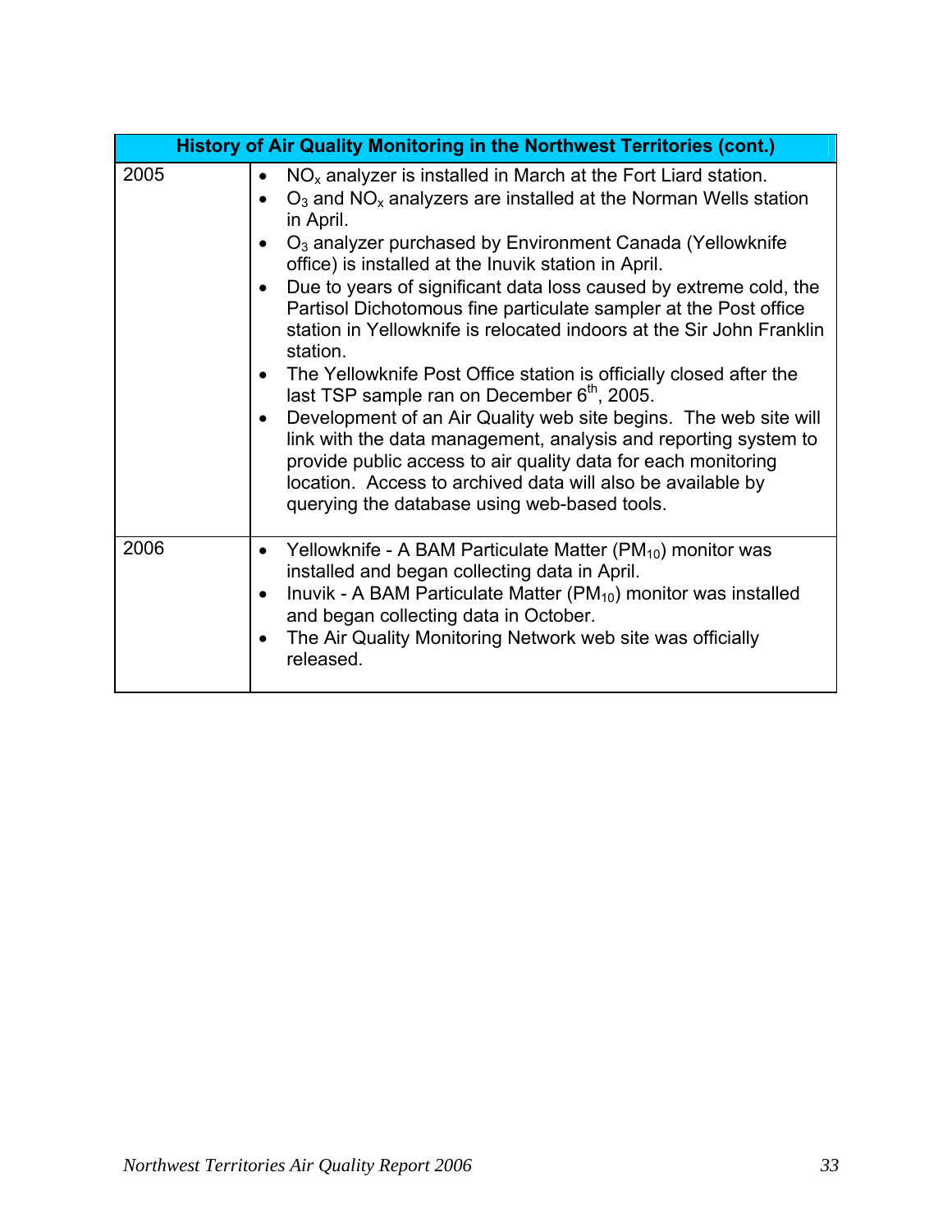| History of Air Quality Monitoring in the Northwest Territories (cont.) | |
|---|---|
| 2005 | • $NO_x$ analyzer is installed in March at the Fort Liard station.<br>• $O_3$ and $NO_x$ analyzers are installed at the Norman Wells station in April.<br>• $O_3$ analyzer purchased by Environment Canada (Yellowknife office) is installed at the Inuvik station in April.<br>• Due to years of significant data loss caused by extreme cold, the Partisol Dichotomous fine particulate sampler at the Post office station in Yellowknife is relocated indoors at the Sir John Franklin station.<br>• The Yellowknife Post Office station is officially closed after the last TSP sample ran on December 6th, 2005.<br>• Development of an Air Quality web site begins. The web site will link with the data management, analysis and reporting system to provide public access to air quality data for each monitoring location. Access to archived data will also be available by querying the database using web-based tools. |
| 2006 | • Yellowknife - A BAM Particulate Matter ($PM_{10}$) monitor was installed and began collecting data in April.<br>• Inuvik - A BAM Particulate Matter ($PM_{10}$) monitor was installed and began collecting data in October.<br>• The Air Quality Monitoring Network web site was officially released. |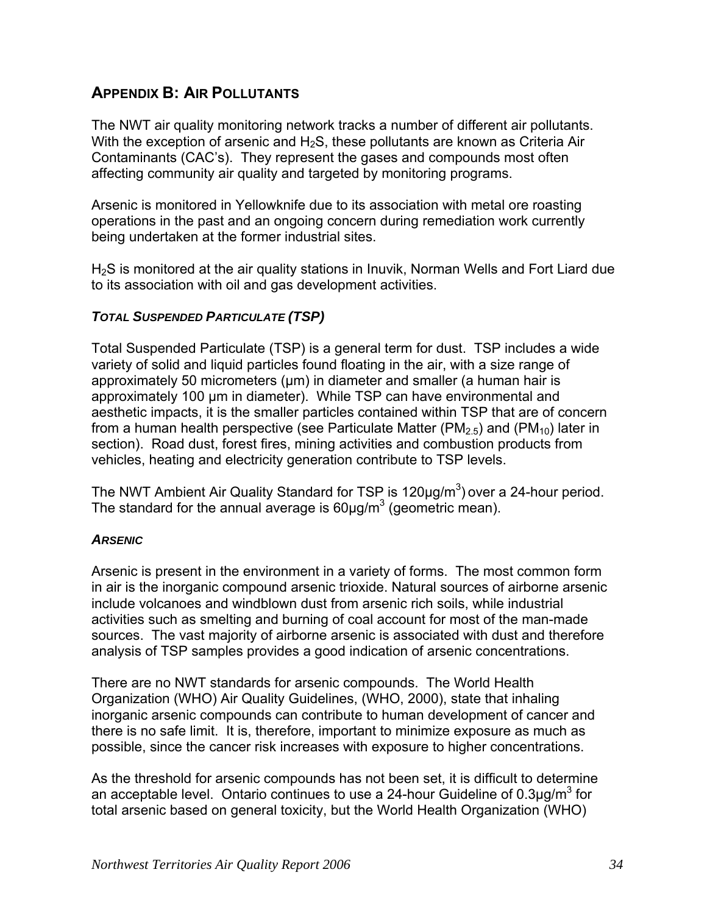## APPENDIX B: AIR POLLUTANTS

The NWT air quality monitoring network tracks a number of different air pollutants. With the exception of arsenic and $H_2S$, these pollutants are known as Criteria Air Contaminants (CAC's). They represent the gases and compounds most often affecting community air quality and targeted by monitoring programs.

Arsenic is monitored in Yellowknife due to its association with metal ore roasting operations in the past and an ongoing concern during remediation work currently being undertaken at the former industrial sites.

$H_2S$ is monitored at the air quality stations in Inuvik, Norman Wells and Fort Liard due to its association with oil and gas development activities.

### *TOTAL SUSPENDED PARTICULATE (TSP)*

Total Suspended Particulate (TSP) is a general term for dust. TSP includes a wide variety of solid and liquid particles found floating in the air, with a size range of approximately 50 micrometers (µm) in diameter and smaller (a human hair is approximately 100 µm in diameter). While TSP can have environmental and aesthetic impacts, it is the smaller particles contained within TSP that are of concern from a human health perspective (see Particulate Matter ($PM_{2.5}$) and ($PM_{10}$) later in section). Road dust, forest fires, mining activities and combustion products from vehicles, heating and electricity generation contribute to TSP levels.

The NWT Ambient Air Quality Standard for TSP is 120µg/$m^3$) over a 24-hour period. The standard for the annual average is 60µg/$m^3$ (geometric mean).

### *ARSENIC*

Arsenic is present in the environment in a variety of forms. The most common form in air is the inorganic compound arsenic trioxide. Natural sources of airborne arsenic include volcanoes and windblown dust from arsenic rich soils, while industrial activities such as smelting and burning of coal account for most of the man-made sources. The vast majority of airborne arsenic is associated with dust and therefore analysis of TSP samples provides a good indication of arsenic concentrations.

There are no NWT standards for arsenic compounds. The World Health Organization (WHO) Air Quality Guidelines, (WHO, 2000), state that inhaling inorganic arsenic compounds can contribute to human development of cancer and there is no safe limit. It is, therefore, important to minimize exposure as much as possible, since the cancer risk increases with exposure to higher concentrations.

As the threshold for arsenic compounds has not been set, it is difficult to determine an acceptable level. Ontario continues to use a 24-hour Guideline of 0.3µg/$m^3$ for total arsenic based on general toxicity, but the World Health Organization (WHO)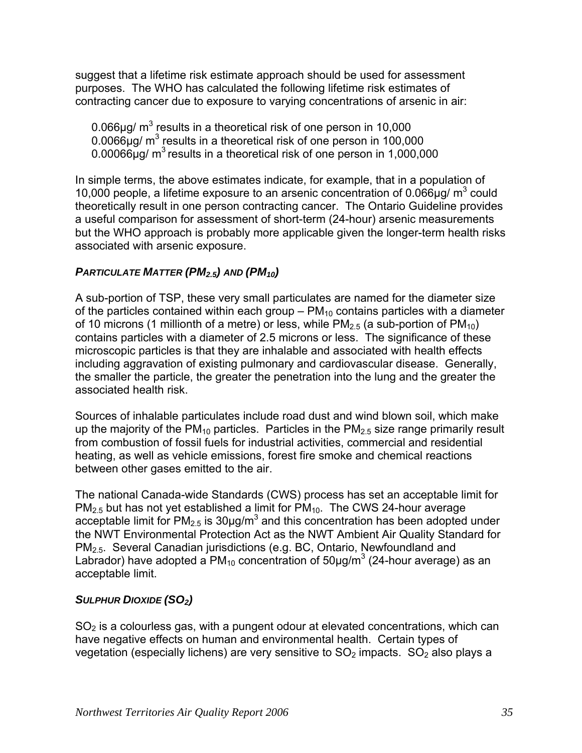suggest that a lifetime risk estimate approach should be used for assessment purposes. The WHO has calculated the following lifetime risk estimates of contracting cancer due to exposure to varying concentrations of arsenic in air:

0.066µg/ $m^3$ results in a theoretical risk of one person in 10,000
0.0066µg/ $m^3$ results in a theoretical risk of one person in 100,000
0.00066µg/ $m^3$ results in a theoretical risk of one person in 1,000,000

In simple terms, the above estimates indicate, for example, that in a population of 10,000 people, a lifetime exposure to an arsenic concentration of 0.066µg/ $m^3$ could theoretically result in one person contracting cancer. The Ontario Guideline provides a useful comparison for assessment of short-term (24-hour) arsenic measurements but the WHO approach is probably more applicable given the longer-term health risks associated with arsenic exposure.

### *PARTICULATE MATTER ($PM_{2.5}$) AND ($PM_{10}$)*

A sub-portion of TSP, these very small particulates are named for the diameter size of the particles contained within each group – $PM_{10}$ contains particles with a diameter of 10 microns (1 millionth of a metre) or less, while $PM_{2.5}$ (a sub-portion of $PM_{10}$) contains particles with a diameter of 2.5 microns or less. The significance of these microscopic particles is that they are inhalable and associated with health effects including aggravation of existing pulmonary and cardiovascular disease. Generally, the smaller the particle, the greater the penetration into the lung and the greater the associated health risk.

Sources of inhalable particulates include road dust and wind blown soil, which make up the majority of the $PM_{10}$ particles. Particles in the $PM_{2.5}$ size range primarily result from combustion of fossil fuels for industrial activities, commercial and residential heating, as well as vehicle emissions, forest fire smoke and chemical reactions between other gases emitted to the air.

The national Canada-wide Standards (CWS) process has set an acceptable limit for $PM_{2.5}$ but has not yet established a limit for $PM_{10}$. The CWS 24-hour average acceptable limit for $PM_{2.5}$ is 30µg/$m^3$ and this concentration has been adopted under the NWT Environmental Protection Act as the NWT Ambient Air Quality Standard for $PM_{2.5}$. Several Canadian jurisdictions (e.g. BC, Ontario, Newfoundland and Labrador) have adopted a $PM_{10}$ concentration of 50µg/$m^3$ (24-hour average) as an acceptable limit.

### *SULPHUR DIOXIDE ($SO_2$)*

$SO_2$ is a colourless gas, with a pungent odour at elevated concentrations, which can have negative effects on human and environmental health. Certain types of vegetation (especially lichens) are very sensitive to $SO_2$ impacts. $SO_2$ also plays a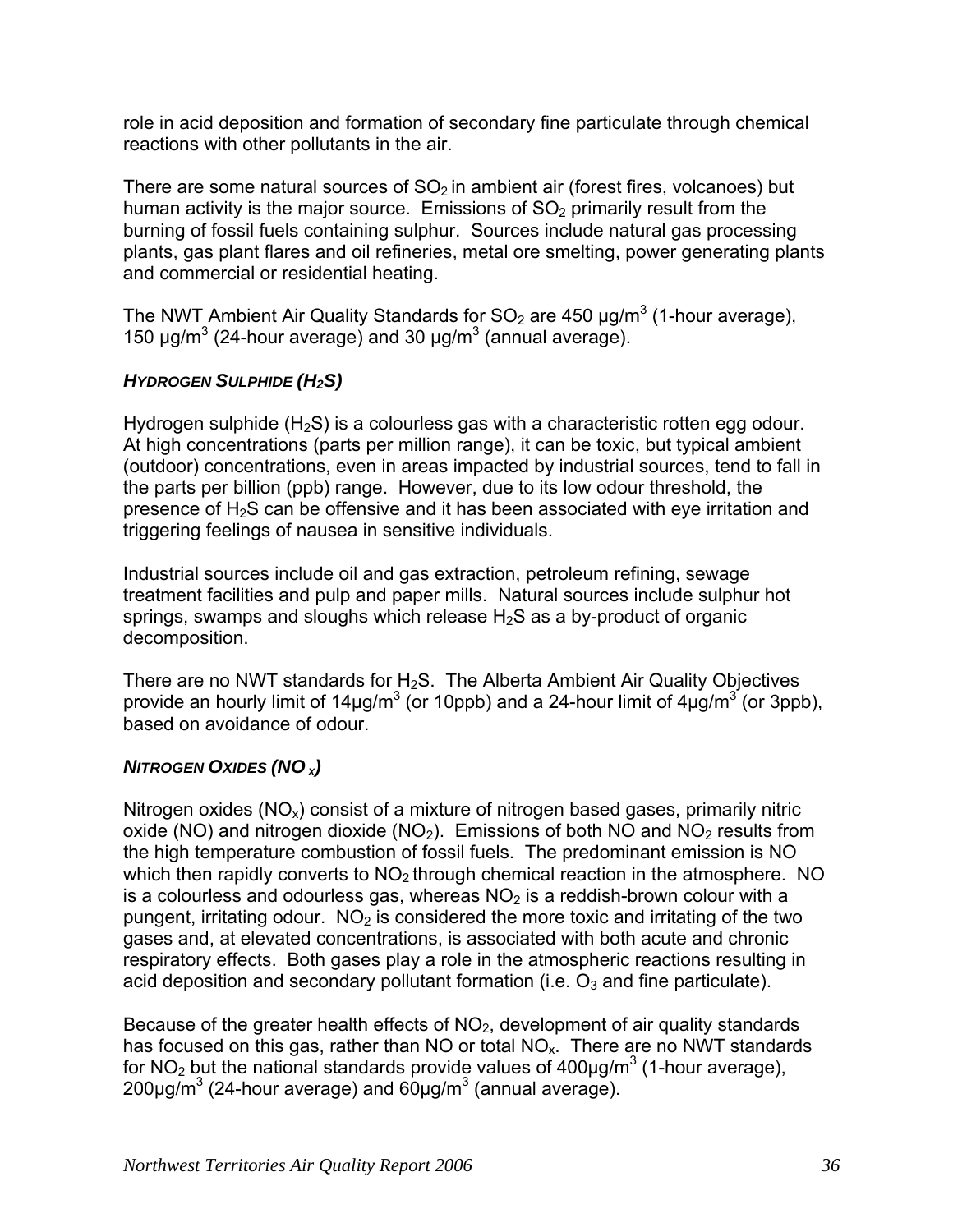role in acid deposition and formation of secondary fine particulate through chemical reactions with other pollutants in the air.

There are some natural sources of $SO_2$ in ambient air (forest fires, volcanoes) but human activity is the major source. Emissions of $SO_2$ primarily result from the burning of fossil fuels containing sulphur. Sources include natural gas processing plants, gas plant flares and oil refineries, metal ore smelting, power generating plants and commercial or residential heating.

The NWT Ambient Air Quality Standards for $SO_2$ are 450 µg/m$^3$ (1-hour average), 150 µg/m$^3$ (24-hour average) and 30 µg/m$^3$ (annual average).

### *HYDROGEN SULPHIDE ($H_2S$)*

Hydrogen sulphide ($H_2S$) is a colourless gas with a characteristic rotten egg odour. At high concentrations (parts per million range), it can be toxic, but typical ambient (outdoor) concentrations, even in areas impacted by industrial sources, tend to fall in the parts per billion (ppb) range. However, due to its low odour threshold, the presence of $H_2S$ can be offensive and it has been associated with eye irritation and triggering feelings of nausea in sensitive individuals.

Industrial sources include oil and gas extraction, petroleum refining, sewage treatment facilities and pulp and paper mills. Natural sources include sulphur hot springs, swamps and sloughs which release $H_2S$ as a by-product of organic decomposition.

There are no NWT standards for $H_2S$. The Alberta Ambient Air Quality Objectives provide an hourly limit of 14µg/m$^3$ (or 10ppb) and a 24-hour limit of 4µg/m$^3$ (or 3ppb), based on avoidance of odour.

### *NITROGEN OXIDES ($NO_X$)*

Nitrogen oxides ($NO_x$) consist of a mixture of nitrogen based gases, primarily nitric oxide (NO) and nitrogen dioxide ($NO_2$). Emissions of both NO and $NO_2$ results from the high temperature combustion of fossil fuels. The predominant emission is NO which then rapidly converts to $NO_2$ through chemical reaction in the atmosphere. NO is a colourless and odourless gas, whereas $NO_2$ is a reddish-brown colour with a pungent, irritating odour. $NO_2$ is considered the more toxic and irritating of the two gases and, at elevated concentrations, is associated with both acute and chronic respiratory effects. Both gases play a role in the atmospheric reactions resulting in acid deposition and secondary pollutant formation (i.e. $O_3$ and fine particulate).

Because of the greater health effects of $NO_2$, development of air quality standards has focused on this gas, rather than NO or total $NO_x$. There are no NWT standards for $NO_2$ but the national standards provide values of 400µg/m$^3$ (1-hour average), 200µg/m$^3$ (24-hour average) and 60µg/m$^3$ (annual average).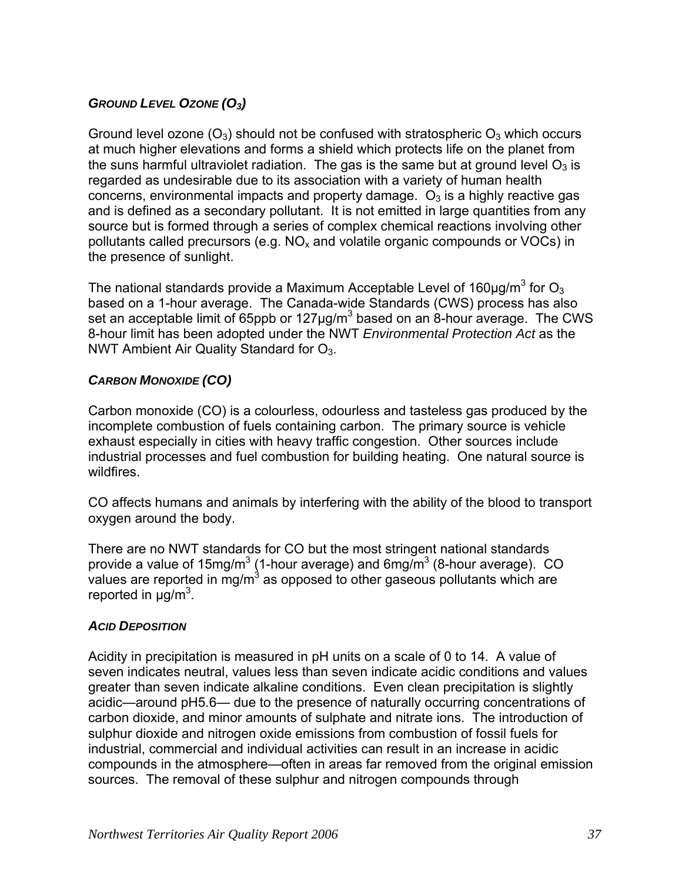### *GROUND LEVEL OZONE ($O_3$)*

Ground level ozone ($O_3$) should not be confused with stratospheric $O_3$ which occurs at much higher elevations and forms a shield which protects life on the planet from the suns harmful ultraviolet radiation. The gas is the same but at ground level $O_3$ is regarded as undesirable due to its association with a variety of human health concerns, environmental impacts and property damage. $O_3$ is a highly reactive gas and is defined as a secondary pollutant. It is not emitted in large quantities from any source but is formed through a series of complex chemical reactions involving other pollutants called precursors (e.g. $NO_x$ and volatile organic compounds or VOCs) in the presence of sunlight.

The national standards provide a Maximum Acceptable Level of 160µg/$m^3$ for $O_3$ based on a 1-hour average. The Canada-wide Standards (CWS) process has also set an acceptable limit of 65ppb or 127µg/$m^3$ based on an 8-hour average. The CWS 8-hour limit has been adopted under the NWT *Environmental Protection Act* as the NWT Ambient Air Quality Standard for $O_3$.

### *CARBON MONOXIDE (CO)*

Carbon monoxide (CO) is a colourless, odourless and tasteless gas produced by the incomplete combustion of fuels containing carbon. The primary source is vehicle exhaust especially in cities with heavy traffic congestion. Other sources include industrial processes and fuel combustion for building heating. One natural source is wildfires.

CO affects humans and animals by interfering with the ability of the blood to transport oxygen around the body.

There are no NWT standards for CO but the most stringent national standards provide a value of 15mg/$m^3$ (1-hour average) and 6mg/$m^3$ (8-hour average). CO values are reported in mg/$m^3$ as opposed to other gaseous pollutants which are reported in µg/$m^3$.

### *ACID DEPOSITION*

Acidity in precipitation is measured in pH units on a scale of 0 to 14. A value of seven indicates neutral, values less than seven indicate acidic conditions and values greater than seven indicate alkaline conditions. Even clean precipitation is slightly acidic—around pH5.6— due to the presence of naturally occurring concentrations of carbon dioxide, and minor amounts of sulphate and nitrate ions. The introduction of sulphur dioxide and nitrogen oxide emissions from combustion of fossil fuels for industrial, commercial and individual activities can result in an increase in acidic compounds in the atmosphere—often in areas far removed from the original emission sources. The removal of these sulphur and nitrogen compounds through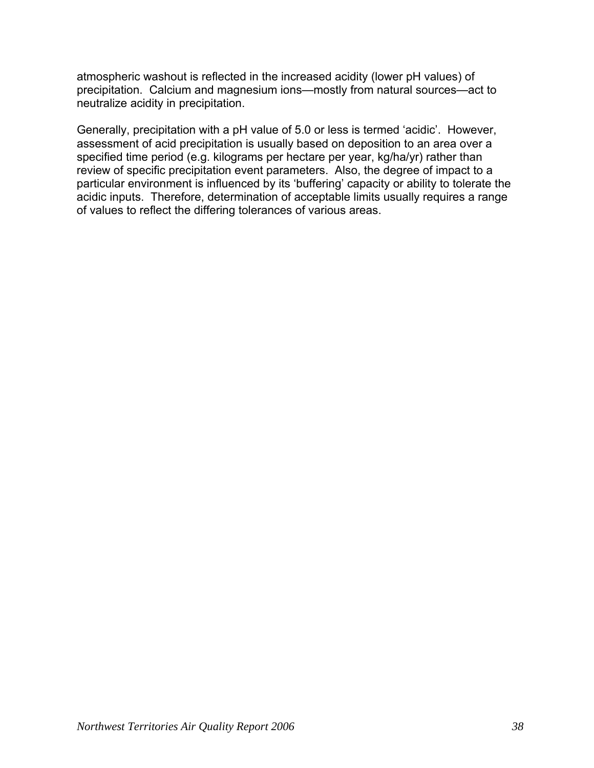atmospheric washout is reflected in the increased acidity (lower pH values) of precipitation. Calcium and magnesium ions—mostly from natural sources—act to neutralize acidity in precipitation.

Generally, precipitation with a pH value of 5.0 or less is termed 'acidic'. However, assessment of acid precipitation is usually based on deposition to an area over a specified time period (e.g. kilograms per hectare per year, kg/ha/yr) rather than review of specific precipitation event parameters. Also, the degree of impact to a particular environment is influenced by its 'buffering' capacity or ability to tolerate the acidic inputs. Therefore, determination of acceptable limits usually requires a range of values to reflect the differing tolerances of various areas.